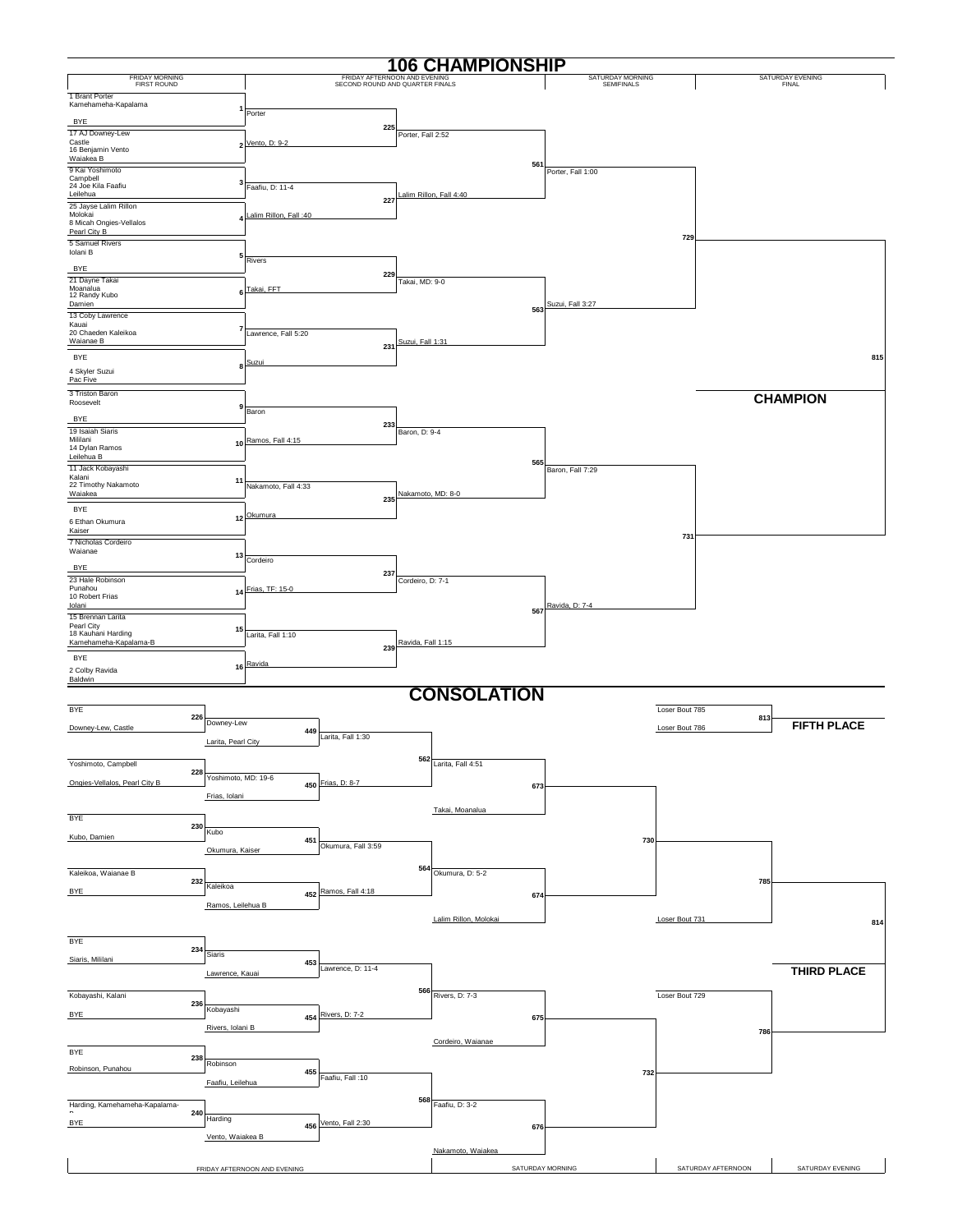# 106 CHAMPIONSHIP

| FRIDAY MORNING FIRST ROUND | FRIDAY AFTERNOON AND EVENING SECOND ROUND AND QUARTER FINALS | | SATURDAY MORNING SEMIFINALS | SATURDAY EVENING FINAL |
|---|---|---|---|---|

## Championship Bracket

### First Round (Friday Morning)

| Bout | Wrestler 1 | Wrestler 2 | Winner |
|---|---|---|---|
| 1 | 1 Brant Porter, Kamehameha-Kapalama | BYE | Porter |
| 2 | 17 AJ Downey-Lew, Castle | 16 Benjamin Vento, Waiakea B | Vento, D: 9-2 |
| 3 | 9 Kai Yoshimoto, Campbell | 24 Joe Kila Faafiu, Leilehua | Faafiu, D: 11-4 |
| 4 | 25 Jayse Lalim Rillon, Molokai | 8 Micah Ongies-Vellalos, Pearl City B | Lalim Rillon, Fall :40 |
| 5 | 5 Samuel Rivers, Iolani B | BYE | Rivers |
| 6 | 21 Dayne Takai, Moanalua | 12 Randy Kubo, Damien | Takai, FFT |
| 7 | 13 Coby Lawrence, Kauai | 20 Chaeden Kaleikoa, Waianae B | Lawrence, Fall 5:20 |
| 8 | BYE | 4 Skyler Suzui, Pac Five | Suzui |
| 9 | 3 Triston Baron, Roosevelt | BYE | Baron |
| 10 | 19 Isaiah Siaris, Mililani | 14 Dylan Ramos, Leilehua B | Ramos, Fall 4:15 |
| 11 | 11 Jack Kobayashi, Kalani | 22 Timothy Nakamoto, Waiakea | Nakamoto, Fall 4:33 |
| 12 | BYE | 6 Ethan Okumura, Kaiser | Okumura |
| 13 | 7 Nicholas Cordeiro, Waianae | BYE | Cordeiro |
| 14 | 23 Hale Robinson, Punahou | 10 Robert Frias, Iolani | Frias, TF: 15-0 |
| 15 | 15 Brennan Larita, Pearl City | 18 Kauhani Harding, Kamehameha-Kapalama-B | Larita, Fall 1:10 |
| 16 | BYE | 2 Colby Ravida, Baldwin | Ravida |

### Quarter Finals

| Bout | Result |
|---|---|
| 225 | Porter, Fall 2:52 |
| 227 | Lalim Rillon, Fall 4:40 |
| 229 | Takai, MD: 9-0 |
| 231 | Suzui, Fall 1:31 |
| 233 | Baron, D: 9-4 |
| 235 | Nakamoto, MD: 8-0 |
| 237 | Cordeiro, D: 7-1 |
| 239 | Ravida, Fall 1:15 |

### Semifinals (Saturday Morning)

| Bout | Result |
|---|---|
| 561 | Porter, Fall 1:00 |
| 563 | Suzui, Fall 3:27 |
| 565 | Baron, Fall 7:29 |
| 567 | Ravida, D: 7-4 |

### Final (Saturday Evening)

| Bout | Result |
|---|---|
| 729 | |
| 731 | |
| 815 | |

**CHAMPION**

# CONSOLATION

| Bout | Wrestler 1 | Wrestler 2 | Winner |
|---|---|---|---|
| 226 | BYE | Downey-Lew, Castle | Downey-Lew |
| 228 | Yoshimoto, Campbell | Ongies-Vellalos, Pearl City B | Yoshimoto, MD: 19-6 |
| 230 | BYE | Kubo, Damien | Kubo |
| 232 | Kaleikoa, Waianae B | BYE | Kaleikoa |
| 234 | BYE | Siaris, Mililani | Siaris |
| 236 | Kobayashi, Kalani | BYE | Kobayashi |
| 238 | BYE | Robinson, Punahou | Robinson |
| 240 | Harding, Kamehameha-Kapalama-B | BYE | Harding |

| Bout | Wrestler 1 | Wrestler 2 | Winner |
|---|---|---|---|
| 449 | Downey-Lew | Larita, Pearl City | Larita, Fall 1:30 |
| 450 | Yoshimoto | Frias, Iolani | Frias, D: 8-7 |
| 451 | Kubo | Okumura, Kaiser | Okumura, Fall 3:59 |
| 452 | Kaleikoa | Ramos, Leilehua B | Ramos, Fall 4:18 |
| 453 | Siaris | Lawrence, Kauai | Lawrence, D: 11-4 |
| 454 | Kobayashi | Rivers, Iolani B | Rivers, D: 7-2 |
| 455 | Robinson | Faafiu, Leilehua | Faafiu, Fall :10 |
| 456 | Harding | Vento, Waiakea B | Vento, Fall 2:30 |

| Bout | Wrestler 1 | Wrestler 2 | Winner |
|---|---|---|---|
| 562 | Larita | Frias | Larita, Fall 4:51 |
| 564 | Okumura | Ramos | Okumura, D: 5-2 |
| 566 | Lawrence | Rivers | Rivers, D: 7-3 |
| 568 | Faafiu | Vento | Faafiu, D: 3-2 |

| Bout | Wrestler 1 | Wrestler 2 | Winner |
|---|---|---|---|
| 673 | Larita, Fall 4:51 | Takai, Moanalua | |
| 674 | Okumura, D: 5-2 | Lalim Rillon, Molokai | |
| 675 | Rivers, D: 7-3 | Cordeiro, Waianae | |
| 676 | Faafiu, D: 3-2 | Nakamoto, Waiakea | |

| Bout | Wrestler 1 | Wrestler 2 | Winner |
|---|---|---|---|
| 730 | Winner 673 | Winner 674 | |
| 732 | Winner 675 | Winner 676 | |
| 785 | Winner 730 | Loser Bout 731 | |
| 786 | Loser Bout 729 | Winner 732 | |
| 813 | Loser Bout 785 | Loser Bout 786 | |
| 814 | Winner 785 | Winner 786 | |

**FIFTH PLACE** (Bout 813)

**THIRD PLACE** (Bout 814)

| FRIDAY AFTERNOON AND EVENING | SATURDAY MORNING | SATURDAY AFTERNOON | SATURDAY EVENING |
|---|---|---|---|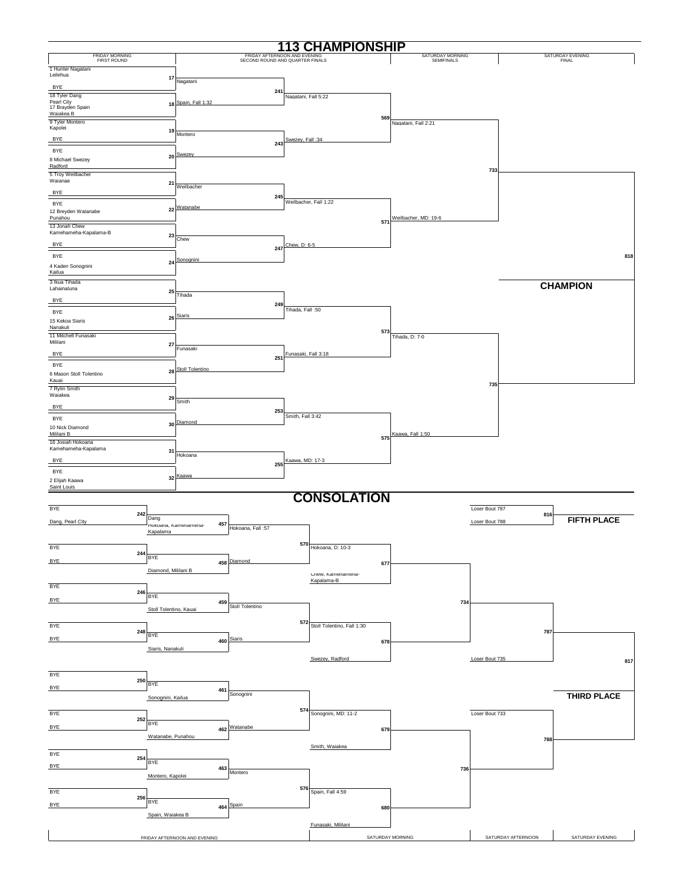# 113 CHAMPIONSHIP

| FRIDAY MORNING FIRST ROUND | FRIDAY AFTERNOON AND EVENING SECOND ROUND AND QUARTER FINALS | | SATURDAY MORNING SEMIFINALS | SATURDAY EVENING FINAL |
|---|---|---|---|---|

## Championship Bracket

**First Round / Second Round**

- Bout 17: 1 Hunter Nagatani, Leilehua vs BYE — Nagatani
- Bout 18: 18 Tyler Dang, Pearl City vs 17 Brayden Spain, Waiakea B — Spain, Fall 1:32
- Bout 19: 9 Tyler Montero, Kapolei vs BYE — Montero
- Bout 20: BYE vs 8 Michael Swezey, Radford — Swezey
- Bout 21: 5 Troy Weilbacher, Waianae vs BYE — Weilbacher
- Bout 22: BYE vs 12 Breyden Watanabe, Punahou — Watanabe
- Bout 23: 13 Jonah Chew, Kamehameha-Kapalama-B vs BYE — Chew
- Bout 24: BYE vs 4 Kaden Sonognini, Kailua — Sonognini
- Bout 25: 3 Ikua Tihada, Lahainaluna vs BYE — Tihada
- Bout 26: BYE vs 15 Kekoa Siaris, Nanakuli — Siaris
- Bout 27: 11 Mitchell Funasaki, Mililani vs BYE — Funasaki
- Bout 28: BYE vs 6 Mason Stoll Tolentino, Kauai — Stoll Tolentino
- Bout 29: 7 Rylin Smith, Waiakea vs BYE — Smith
- Bout 30: BYE vs 10 Nick Diamond, Mililani B — Diamond
- Bout 31: 16 Josiah Hokoana, Kamehameha-Kapalama vs BYE — Hokoana
- Bout 32: BYE vs 2 Elijah Kaawa, Saint Louis — Kaawa

**Quarter Finals**

- Bout 241: Nagatani, Fall 5:22
- Bout 243: Swezey, Fall :34
- Bout 245: Weilbacher, Fall 1:22
- Bout 247: Chew, D: 6-5
- Bout 249: Tihada, Fall :50
- Bout 251: Funasaki, Fall 3:18
- Bout 253: Smith, Fall 3:42
- Bout 255: Kaawa, MD: 17-3

**Semifinals**

- Bout 569: Nagatani, Fall 2:21
- Bout 571: Weilbacher, MD: 19-6
- Bout 573: Tihada, D: 7-0
- Bout 575: Kaawa, Fall 1:50

**Final**

- Bout 733
- Bout 735
- Bout 818

**CHAMPION**

# CONSOLATION

**Friday Afternoon and Evening**

- Bout 242: BYE vs Dang, Pearl City — Dang
- Bout 457: Dang vs Hokoana, Kamehameha-Kapalama — Hokoana, Fall :57
- Bout 244: BYE vs BYE — BYE
- Bout 458: BYE vs Diamond, Mililani B — Diamond
- Bout 246: BYE vs BYE — BYE
- Bout 459: BYE vs Stoll Tolentino, Kauai — Stoll Tolentino
- Bout 248: BYE vs BYE — BYE
- Bout 460: BYE vs Siaris, Nanakuli — Siaris
- Bout 250: BYE vs BYE — BYE
- Bout 461: BYE vs Sonognini, Kailua — Sonognini
- Bout 252: BYE vs BYE — BYE
- Bout 462: BYE vs Watanabe, Punahou — Watanabe
- Bout 254: BYE vs BYE — BYE
- Bout 463: BYE vs Montero, Kapolei — Montero
- Bout 256: BYE vs BYE — BYE
- Bout 464: BYE vs Spain, Waiakea B — Spain

**Saturday Morning**

- Bout 570: Hokoana, D: 10-3
- Bout 572: Stoll Tolentino, Fall 1:30
- Bout 574: Sonognini, MD: 11-2
- Bout 576: Spain, Fall 4:59
- Bout 677: Hokoana vs Chew, Kamehameha-Kapalama-B
- Bout 678: Stoll Tolentino vs Swezey, Radford
- Bout 679: Sonognini vs Smith, Waiakea
- Bout 680: Spain vs Funasaki, Mililani

**Saturday Afternoon**

- Bout 734
- Bout 736
- Bout 787: vs Loser Bout 735
- Bout 788: Loser Bout 733 vs

**Saturday Evening**

- Bout 816: Loser Bout 787 vs Loser Bout 788 — **FIFTH PLACE**
- Bout 817 — **THIRD PLACE**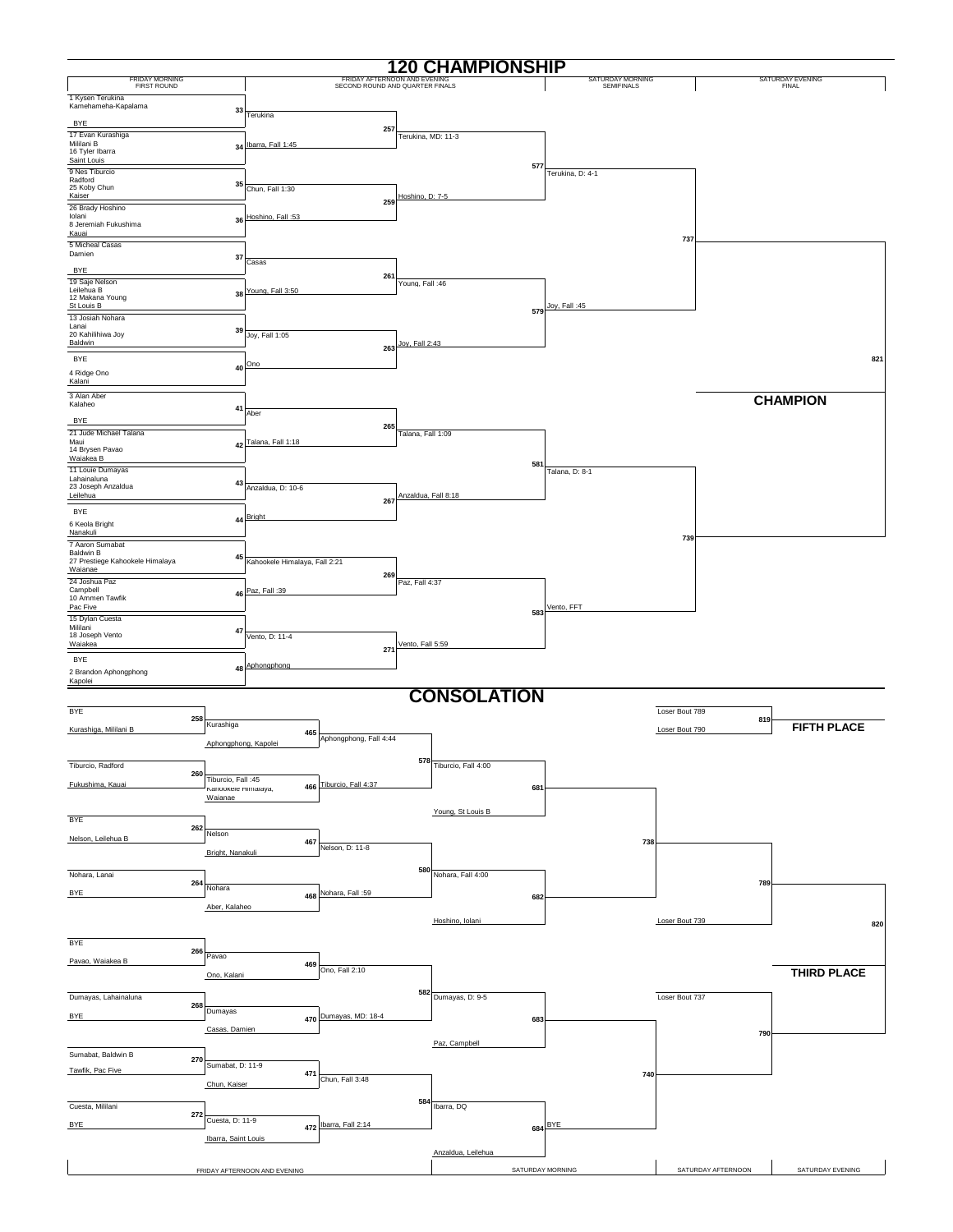# 120 CHAMPIONSHIP

## Championship Bracket

| FRIDAY MORNING FIRST ROUND | FRIDAY AFTERNOON AND EVENING SECOND ROUND AND QUARTER FINALS | | SATURDAY MORNING SEMIFINALS | SATURDAY EVENING FINAL |
|---|---|---|---|---|
| 1 Kysen Terukina, Kamehameha-Kapalama vs BYE (33) | Terukina | | | |
| 17 Evan Kurashiga, Mililani B vs 16 Tyler Ibarra, Saint Louis (34) | Ibarra, Fall 1:45 | 257: Terukina, MD: 11-3 | | |
| 9 Nes Tiburcio, Radford vs 25 Koby Chun, Kaiser (35) | Chun, Fall 1:30 | | 577: Terukina, D: 4-1 | |
| 26 Brady Hoshino, Iolani vs 8 Jeremiah Fukushima, Kauai (36) | Hoshino, Fall :53 | 259: Hoshino, D: 7-5 | | |
| 5 Micheal Casas, Damien vs BYE (37) | Casas | | | 737 |
| 19 Saje Nelson, Leilehua B vs 12 Makana Young, St Louis B (38) | Young, Fall 3:50 | 261: Young, Fall :46 | | |
| 13 Josiah Nohara, Lanai vs 20 Kahilihiwa Joy, Baldwin (39) | Joy, Fall 1:05 | | 579: Joy, Fall :45 | |
| BYE vs 4 Ridge Ono, Kalani (40) | Ono | 263: Joy, Fall 2:43 | | 821 |
| 3 Alan Aber, Kalaheo vs BYE (41) | Aber | | | **CHAMPION** |
| 21 Jude Michael Talana, Maui vs 14 Brysen Pavao, Waiakea B (42) | Talana, Fall 1:18 | 265: Talana, Fall 1:09 | | |
| 11 Louie Dumayas, Lahainaluna vs 23 Joseph Anzaldua, Leilehua (43) | Anzaldua, D: 10-6 | | 581: Talana, D: 8-1 | |
| BYE vs 6 Keola Bright, Nanakuli (44) | Bright | 267: Anzaldua, Fall 8:18 | | |
| 7 Aaron Sumabat, Baldwin B vs 27 Prestiege Kahookele Himalaya, Waianae (45) | Kahookele Himalaya, Fall 2:21 | | | 739 |
| 24 Joshua Paz, Campbell vs 10 Ammen Tawfik, Pac Five (46) | Paz, Fall :39 | 269: Paz, Fall 4:37 | | |
| 15 Dylan Cuesta, Mililani vs 18 Joseph Vento, Waiakea (47) | Vento, D: 11-4 | | 583: Vento, FFT | |
| BYE vs 2 Brandon Aphongphong, Kapolei (48) | Aphongphong | 271: Vento, Fall 5:59 | | |

# CONSOLATION

| FRIDAY AFTERNOON AND EVENING | | | SATURDAY MORNING | | SATURDAY AFTERNOON | SATURDAY EVENING |
|---|---|---|---|---|---|---|
| BYE vs Kurashiga, Mililani B (258) | Kurashiga vs Aphongphong, Kapolei (465) | Aphongphong, Fall 4:44 | | | | |
| Tiburcio, Radford vs Fukushima, Kauai (260) | Tiburcio, Fall :45 vs Kahookele Himalaya, Waianae (466) | Tiburcio, Fall 4:37 | 578: Tiburcio, Fall 4:00 vs Young, St Louis B (681) | | | |
| BYE vs Nelson, Leilehua B (262) | Nelson vs Bright, Nanakuli (467) | Nelson, D: 11-8 | | 738 | | |
| Nohara, Lanai vs BYE (264) | Nohara vs Aber, Kalaheo (468) | Nohara, Fall :59 | 580: Nohara, Fall 4:00 vs Hoshino, Iolani (682) | | Loser Bout 739 | 789 |
| BYE vs Pavao, Waiakea B (266) | Pavao vs Ono, Kalani (469) | Ono, Fall 2:10 | | | | 820 — **THIRD PLACE** |
| Dumayas, Lahainaluna vs BYE (268) | Dumayas vs Casas, Damien (470) | Dumayas, MD: 18-4 | 582: Dumayas, D: 9-5 vs Paz, Campbell (683) | | Loser Bout 737 | 790 |
| Sumabat, Baldwin B vs Tawfik, Pac Five (270) | Sumabat, D: 11-9 vs Chun, Kaiser (471) | Chun, Fall 3:48 | | 740 | | |
| Cuesta, Mililani vs BYE (272) | Cuesta, D: 11-9 vs Ibarra, Saint Louis (472) | Ibarra, Fall 2:14 | 584: Ibarra, DQ vs Anzaldua, Leilehua (684) | BYE | | |

**FIFTH PLACE**: Loser Bout 789 vs Loser Bout 790 (819)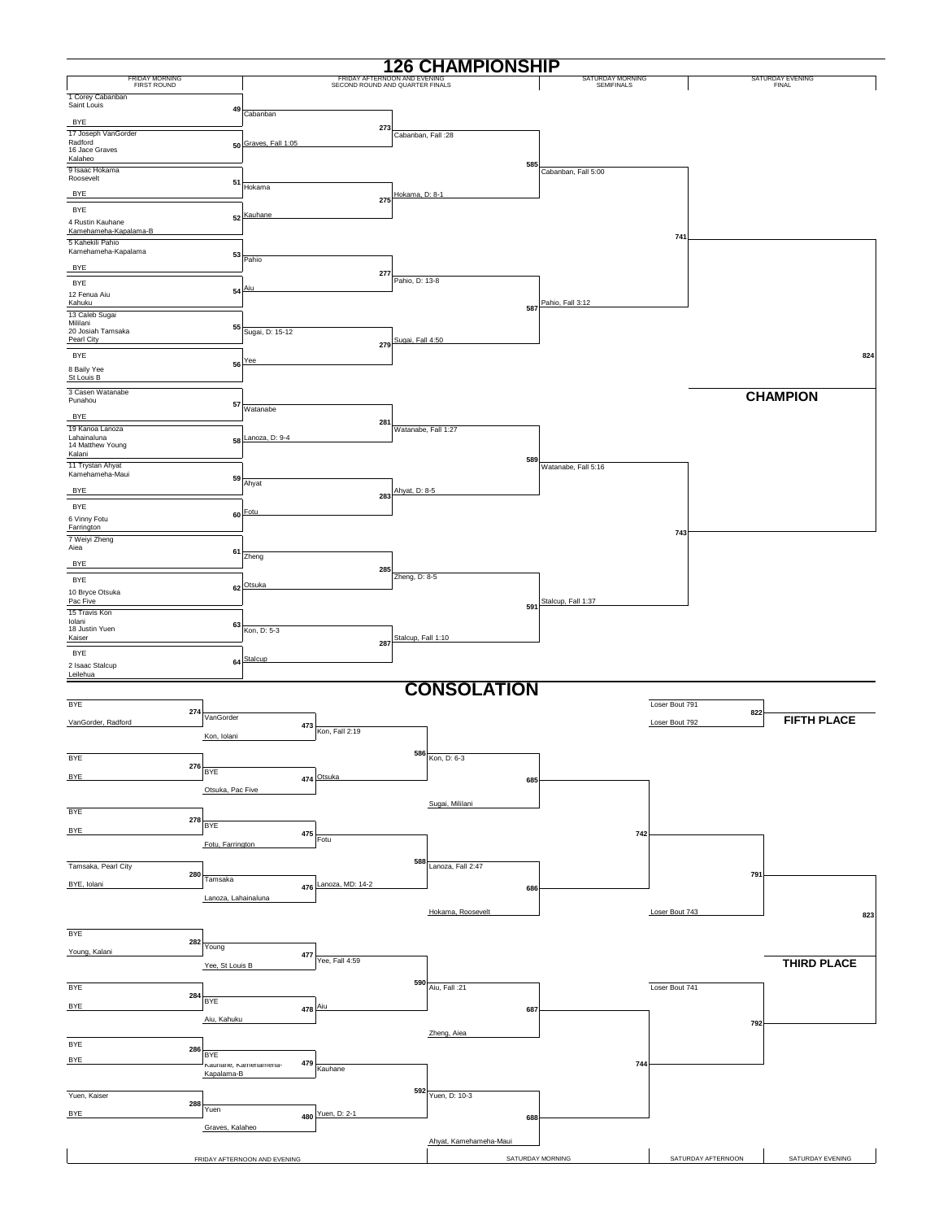# 126 CHAMPIONSHIP

| FRIDAY MORNING FIRST ROUND | FRIDAY AFTERNOON AND EVENING SECOND ROUND AND QUARTER FINALS | | SATURDAY MORNING SEMIFINALS | SATURDAY EVENING FINAL |
|---|---|---|---|---|

## First Round / Second Round / Quarter Finals / Semifinals / Final

- Bout 49: 1 Corey Cabanban, Saint Louis vs BYE → Cabanban
- Bout 50: 17 Joseph VanGorder, Radford vs 16 Jace Graves, Kalaheo → Graves, Fall 1:05
- Bout 273: Cabanban, Fall :28
- Bout 51: 9 Isaac Hokama, Roosevelt vs BYE → Hokama
- Bout 52: BYE vs 4 Rustin Kauhane, Kamehameha-Kapalama-B → Kauhane
- Bout 275: Hokama, D: 8-1
- Bout 585: Cabanban, Fall 5:00
- Bout 53: 5 Kahekili Pahio, Kamehameha-Kapalama vs BYE → Pahio
- Bout 54: BYE vs 12 Fenua Aiu, Kahuku → Aiu
- Bout 277: Pahio, D: 13-8
- Bout 55: 13 Caleb Sugai, Mililani vs 20 Josiah Tamsaka, Pearl City → Sugai, D: 15-12
- Bout 56: BYE vs 8 Baily Yee, St Louis B → Yee
- Bout 279: Sugai, Fall 4:50
- Bout 587: Pahio, Fall 3:12
- Bout 741
- Bout 57: 3 Casen Watanabe, Punahou vs BYE → Watanabe
- Bout 58: 19 Kanoa Lanoza, Lahainaluna vs 14 Matthew Young, Kalani → Lanoza, D: 9-4
- Bout 281: Watanabe, Fall 1:27
- Bout 59: 11 Trystan Ahyat, Kamehameha-Maui vs BYE → Ahyat
- Bout 60: BYE vs 6 Vinny Fotu, Farrington → Fotu
- Bout 283: Ahyat, D: 8-5
- Bout 589: Watanabe, Fall 5:16
- Bout 61: 7 Weiyi Zheng, Aiea vs BYE → Zheng
- Bout 62: BYE vs 10 Bryce Otsuka, Pac Five → Otsuka
- Bout 285: Zheng, D: 8-5
- Bout 63: 15 Travis Kon, Iolani vs 18 Justin Yuen, Kaiser → Kon, D: 5-3
- Bout 64: BYE vs 2 Isaac Stalcup, Leilehua → Stalcup
- Bout 287: Stalcup, Fall 1:10
- Bout 591: Stalcup, Fall 1:37
- Bout 743
- Bout 824

**CHAMPION**

# CONSOLATION

- Bout 274: BYE vs VanGorder, Radford → VanGorder
- Bout 473: VanGorder vs Kon, Iolani → Kon, Fall 2:19
- Bout 276: BYE vs BYE → BYE
- Bout 474: BYE vs Otsuka, Pac Five → Otsuka
- Bout 586: Kon, D: 6-3
- Bout 685: Kon vs Sugai, Mililani
- Bout 278: BYE vs BYE → BYE
- Bout 475: BYE vs Fotu, Farrington → Fotu
- Bout 280: Tamsaka, Pearl City vs BYE, Iolani → Tamsaka
- Bout 476: Tamsaka vs Lanoza, Lahainaluna → Lanoza, MD: 14-2
- Bout 588: Lanoza, Fall 2:47
- Bout 686: Lanoza vs Hokama, Roosevelt
- Bout 742
- Bout 791: winner 742 vs Loser Bout 743
- Bout 282: BYE vs Young, Kalani → Young
- Bout 477: Young vs Yee, St Louis B → Yee, Fall 4:59
- Bout 284: BYE vs BYE → BYE
- Bout 478: BYE vs Aiu, Kahuku → Aiu
- Bout 590: Aiu, Fall :21
- Bout 687: Aiu vs Zheng, Aiea
- Bout 286: BYE vs BYE → BYE
- Bout 479: BYE vs Kauhane, Kamehameha-Kapalama-B → Kauhane
- Bout 288: Yuen, Kaiser vs BYE → Yuen
- Bout 480: Yuen vs Graves, Kalaheo → Yuen, D: 2-1
- Bout 592: Yuen, D: 10-3
- Bout 688: Yuen vs Ahyat, Kamehameha-Maui
- Bout 744
- Bout 792: Loser Bout 741 vs winner 744
- Bout 823

**THIRD PLACE**

- Bout 822: Loser Bout 791 vs Loser Bout 792

**FIFTH PLACE**

| FRIDAY AFTERNOON AND EVENING | SATURDAY MORNING | SATURDAY AFTERNOON | SATURDAY EVENING |
|---|---|---|---|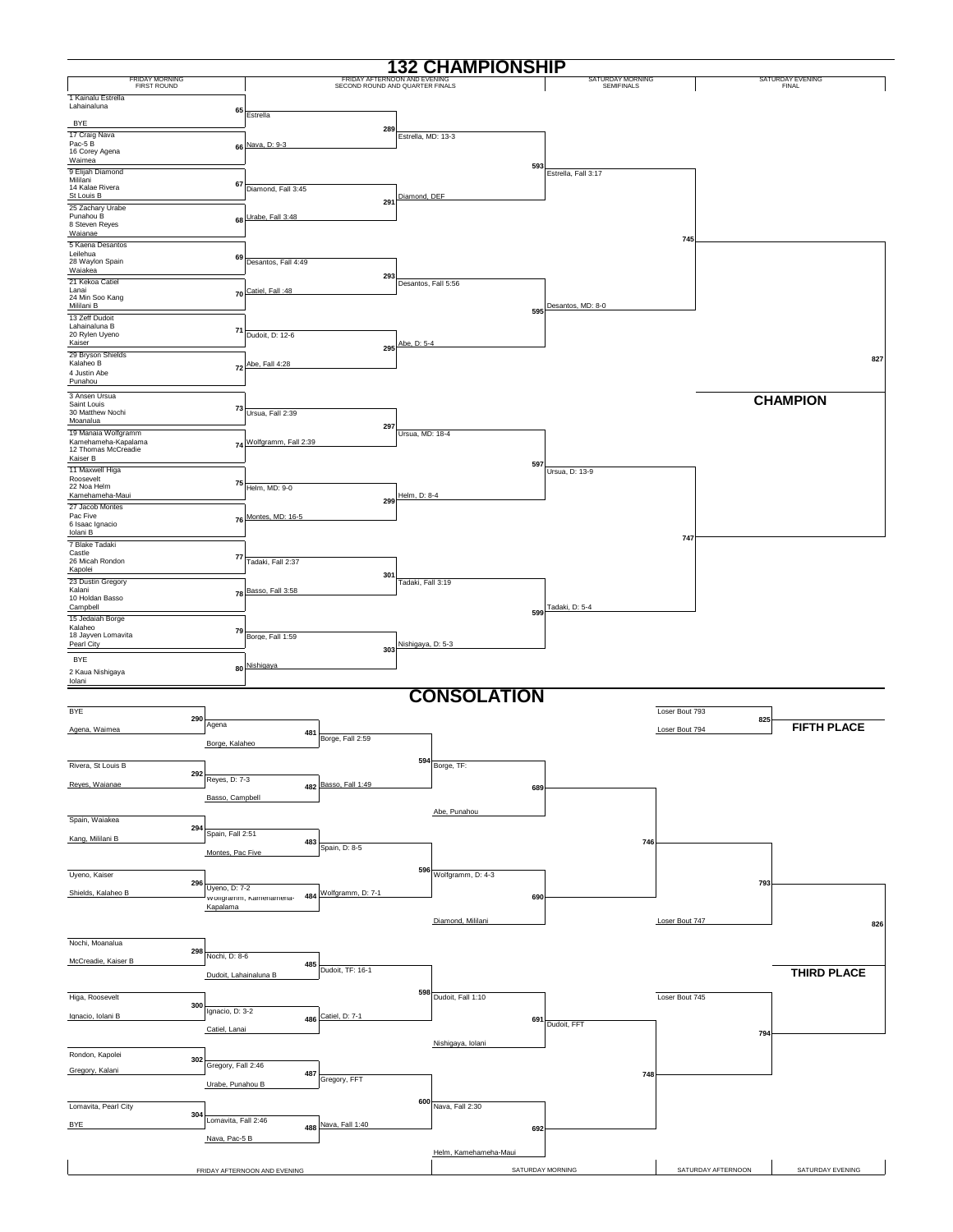# 132 CHAMPIONSHIP

| FRIDAY MORNING FIRST ROUND | | FRIDAY AFTERNOON AND EVENING SECOND ROUND AND QUARTER FINALS | | SATURDAY MORNING SEMIFINALS | SATURDAY EVENING FINAL |
|---|---|---|---|---|---|

## First Round / Second Round / Quarter Finals / Semifinals

| Bout | Wrestlers | Result |
|---|---|---|
| 65 | 1 Kainalu Estrella, Lahainaluna vs BYE | Estrella |
| 66 | 17 Craig Nava, Pac-5 B vs 16 Corey Agena, Waimea | Nava, D: 9-3 |
| 67 | 9 Elijah Diamond, Mililani vs 14 Kalae Rivera, St Louis B | Diamond, Fall 3:45 |
| 68 | 25 Zachary Urabe, Punahou B vs 8 Steven Reyes, Waianae | Urabe, Fall 3:48 |
| 69 | 5 Kaena Desantos, Leilehua vs 28 Waylon Spain, Waiakea | Desantos, Fall 4:49 |
| 70 | 21 Kekoa Catiel, Lanai vs 24 Min Soo Kang, Mililani B | Catiel, Fall :48 |
| 71 | 13 Zeff Dudoit, Lahainaluna B vs 20 Rylen Uyeno, Kaiser | Dudoit, D: 12-6 |
| 72 | 29 Bryson Shields, Kalaheo B vs 4 Justin Abe, Punahou | Abe, Fall 4:28 |
| 73 | 3 Ansen Ursua, Saint Louis vs 30 Matthew Nochi, Moanalua | Ursua, Fall 2:39 |
| 74 | 19 Manaia Wolfgramm, Kamehameha-Kapalama vs 12 Thomas McCreadie, Kaiser B | Wolfgramm, Fall 2:39 |
| 75 | 11 Maxwell Higa, Roosevelt vs 22 Noa Helm, Kamehameha-Maui | Helm, MD: 9-0 |
| 76 | 27 Jacob Montes, Pac Five vs 6 Isaac Ignacio, Iolani B | Montes, MD: 16-5 |
| 77 | 7 Blake Tadaki, Castle vs 26 Micah Rondon, Kapolei | Tadaki, Fall 2:37 |
| 78 | 23 Dustin Gregory, Kalani vs 10 Holdan Basso, Campbell | Basso, Fall 3:58 |
| 79 | 15 Jedaiah Borge, Kalaheo vs 18 Jayven Lomavita, Pearl City | Borge, Fall 1:59 |
| 80 | BYE vs 2 Kaua Nishigaya, Iolani | Nishigaya |
| 289 | Estrella vs Nava | Estrella, MD: 13-3 |
| 291 | Diamond vs Urabe | Diamond, DEF |
| 293 | Desantos vs Catiel | Desantos, Fall 5:56 |
| 295 | Dudoit vs Abe | Abe, D: 5-4 |
| 297 | Ursua vs Wolfgramm | Ursua, MD: 18-4 |
| 299 | Helm vs Montes | Helm, D: 8-4 |
| 301 | Tadaki vs Basso | Tadaki, Fall 3:19 |
| 303 | Borge vs Nishigaya | Nishigaya, D: 5-3 |
| 593 | Estrella vs Diamond | Estrella, Fall 3:17 |
| 595 | Desantos vs Abe | Desantos, MD: 8-0 |
| 597 | Ursua vs Helm | Ursua, D: 13-9 |
| 599 | Tadaki vs Nishigaya | Tadaki, D: 5-4 |
| 745 | Estrella vs Desantos | |
| 747 | Ursua vs Tadaki | |
| 827 | Final | |

**CHAMPION**

# CONSOLATION

| Bout | Wrestlers | Result |
|---|---|---|
| 290 | BYE vs Agena, Waimea | Agena |
| 292 | Rivera, St Louis B vs Reyes, Waianae | Reyes, D: 7-3 |
| 294 | Spain, Waiakea vs Kang, Mililani B | Spain, Fall 2:51 |
| 296 | Uyeno, Kaiser vs Shields, Kalaheo B | Uyeno, D: 7-2 |
| 298 | Nochi, Moanalua vs McCreadie, Kaiser B | Nochi, D: 8-6 |
| 300 | Higa, Roosevelt vs Ignacio, Iolani B | Ignacio, D: 3-2 |
| 302 | Rondon, Kapolei vs Gregory, Kalani | Gregory, Fall 2:46 |
| 304 | Lomavita, Pearl City vs BYE | Lomavita, Fall 2:46 |
| 481 | Agena vs Borge, Kalaheo | Borge, Fall 2:59 |
| 482 | Reyes vs Basso, Campbell | Basso, Fall 1:49 |
| 483 | Spain vs Montes, Pac Five | Spain, D: 8-5 |
| 484 | Uyeno vs Wolfgramm, Kamehameha-Kapalama | Wolfgramm, D: 7-1 |
| 485 | Nochi vs Dudoit, Lahainaluna B | Dudoit, TF: 16-1 |
| 486 | Ignacio vs Catiel, Lanai | Catiel, D: 7-1 |
| 487 | Gregory vs Urabe, Punahou B | Gregory, FFT |
| 488 | Lomavita vs Nava, Pac-5 B | Nava, Fall 1:40 |
| 594 | Borge vs Basso | Borge, TF: |
| 596 | Spain vs Wolfgramm | Wolfgramm, D: 4-3 |
| 598 | Dudoit vs Catiel | Dudoit, Fall 1:10 |
| 600 | Gregory vs Nava | Nava, Fall 2:30 |
| 689 | Borge vs Abe, Punahou | |
| 690 | Wolfgramm vs Diamond, Mililani | |
| 691 | Dudoit vs Nishigaya, Iolani | Dudoit, FFT |
| 692 | Nava vs Helm, Kamehameha-Maui | |
| 746 | Winner 689 vs Winner 690 | |
| 748 | Winner 691 vs Winner 692 | |
| 793 | Winner 746 vs Loser Bout 747 | |
| 794 | Loser Bout 745 vs Winner 748 | |
| 825 | Loser Bout 793 vs Loser Bout 794 | **FIFTH PLACE** |
| 826 | Winner 793 vs Winner 794 | **THIRD PLACE** |

| FRIDAY AFTERNOON AND EVENING | SATURDAY MORNING | SATURDAY AFTERNOON | SATURDAY EVENING |
|---|---|---|---|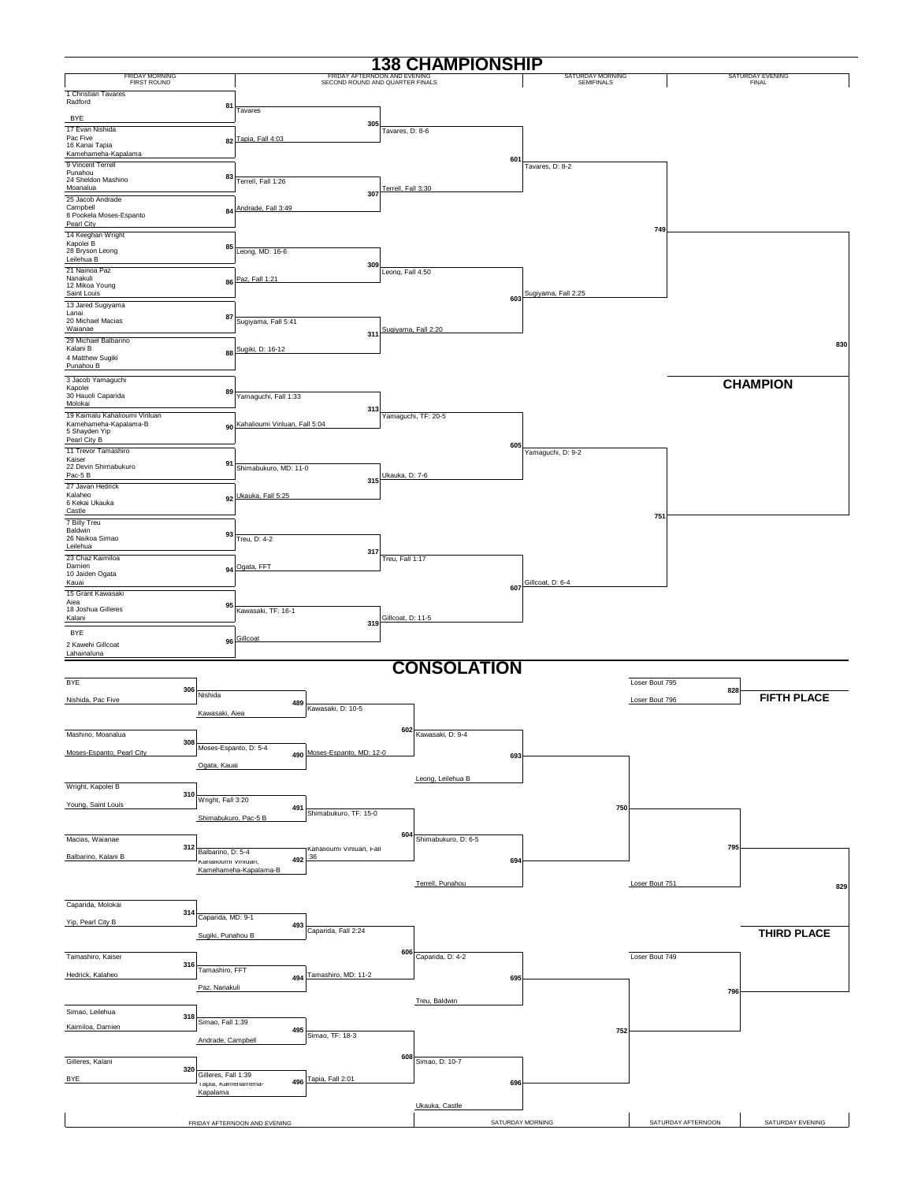# 138 CHAMPIONSHIP

## Championship Bracket

### Friday Morning — First Round

| Bout | Wrestler A | Wrestler B | Result |
|---|---|---|---|
| 81 | 1 Christian Tavares, Radford | BYE | Tavares |
| 82 | 17 Evan Nishida, Pac Five | 16 Kanai Tapia, Kamehameha-Kapalama | Tapia, Fall 4:03 |
| 83 | 9 Vincent Terrell, Punahou | 24 Sheldon Mashino, Moanalua | Terrell, Fall 1:26 |
| 84 | 25 Jacob Andrade, Campbell | 8 Pookela Moses-Espanto, Pearl City | Andrade, Fall 3:49 |
| 85 | 14 Keeghan Wright, Kapolei B | 28 Bryson Leong, Leilehua B | Leong, MD: 16-6 |
| 86 | 21 Nainoa Paz, Nanakuli | 12 Mikoa Young, Saint Louis | Paz, Fall 1:21 |
| 87 | 13 Jared Sugiyama, Lanai | 20 Michael Macias, Waianae | Sugiyama, Fall 5:41 |
| 88 | 29 Michael Balbarino, Kalani B | 4 Matthew Sugiki, Punahou B | Sugiki, D: 16-12 |
| 89 | 3 Jacob Yamaguchi, Kapolei | 30 Hauoli Caparida, Molokai | Yamaguchi, Fall 1:33 |
| 90 | 19 Kaimalu Kahalioumi Vinluan, Kamehameha-Kapalama-B | 5 Shayden Yip, Pearl City B | Kahalioumi Vinluan, Fall 5:04 |
| 91 | 11 Trevor Tamashiro, Kaiser | 22 Devin Shimabukuro, Pac-5 B | Shimabukuro, MD: 11-0 |
| 92 | 27 Javan Hedrick, Kalaheo | 6 Kekai Ukauka, Castle | Ukauka, Fall 5:25 |
| 93 | 7 Billy Treu, Baldwin | 26 Naikoa Simao, Leilehua | Treu, D: 4-2 |
| 94 | 23 Chaz Kaimiloa, Damien | 10 Jaiden Ogata, Kauai | Ogata, FFT |
| 95 | 15 Grant Kawasaki, Aiea | 18 Joshua Gilleres, Kalani | Kawasaki, TF: 16-1 |
| 96 | BYE | 2 Kawehi Gillcoat, Lahainaluna | Gillcoat |

### Friday Afternoon and Evening — Second Round and Quarter Finals

| Bout | Result |
|---|---|
| 305 | Tavares, D: 8-6 |
| 307 | Terrell, Fall 3:30 |
| 309 | Leong, Fall 4:50 |
| 311 | Sugiyama, Fall 2:20 |
| 313 | Yamaguchi, TF: 20-5 |
| 315 | Ukauka, D: 7-6 |
| 317 | Treu, Fall 1:17 |
| 319 | Gillcoat, D: 11-5 |

### Saturday Morning — Semifinals

| Bout | Result |
|---|---|
| 601 | Tavares, D: 8-2 |
| 603 | Sugiyama, Fall 2:25 |
| 605 | Yamaguchi, D: 9-2 |
| 607 | Gillcoat, D: 6-4 |

### Saturday Evening — Final

| Bout | Result |
|---|---|
| 749 | |
| 751 | |
| 830 | **CHAMPION** |

# CONSOLATION

### Friday Afternoon and Evening

| Bout | Wrestler A | Wrestler B | Result |
|---|---|---|---|
| 306 | BYE | Nishida, Pac Five | Nishida |
| 308 | Mashino, Moanalua | Moses-Espanto, Pearl City | Moses-Espanto, D: 5-4 |
| 310 | Wright, Kapolei B | Young, Saint Louis | Wright, Fall 3:20 |
| 312 | Macias, Waianae | Balbarino, Kalani B | Balbarino, D: 5-4 |
| 314 | Caparida, Molokai | Yip, Pearl City B | Caparida, MD: 9-1 |
| 316 | Tamashiro, Kaiser | Hedrick, Kalaheo | Tamashiro, FFT |
| 318 | Simao, Leilehua | Kaimiloa, Damien | Simao, Fall 1:39 |
| 320 | Gilleres, Kalani | BYE | Gilleres, Fall 1:39 |

| Bout | Wrestler A | Wrestler B | Result |
|---|---|---|---|
| 489 | Nishida | Kawasaki, Aiea | Kawasaki, D: 10-5 |
| 490 | Moses-Espanto, D: 5-4 | Ogata, Kauai | Moses-Espanto, MD: 12-0 |
| 491 | Wright, Fall 3:20 | Shimabukuro, Pac-5 B | Shimabukuro, TF: 15-0 |
| 492 | Balbarino, D: 5-4 | Kahalioumi Vinluan, Kamehameha-Kapalama-B | Kahalioumi Vinluan, Fall :36 |
| 493 | Caparida, MD: 9-1 | Sugiki, Punahou B | Caparida, Fall 2:24 |
| 494 | Tamashiro, FFT | Paz, Nanakuli | Tamashiro, MD: 11-2 |
| 495 | Simao, Fall 1:39 | Andrade, Campbell | Simao, TF: 18-3 |
| 496 | Gilleres, Fall 1:39 | Tapia, Kamehameha-Kapalama | Tapia, Fall 2:01 |

### Saturday Morning

| Bout | Wrestler A | Wrestler B | Result |
|---|---|---|---|
| 602 | Kawasaki, D: 10-5 | Moses-Espanto, MD: 12-0 | Kawasaki, D: 9-4 |
| 604 | Shimabukuro, TF: 15-0 | Kahalioumi Vinluan, Fall :36 | Shimabukuro, D: 6-5 |
| 606 | Caparida, Fall 2:24 | Tamashiro, MD: 11-2 | Caparida, D: 4-2 |
| 608 | Simao, TF: 18-3 | Tapia, Fall 2:01 | Simao, D: 10-7 |
| 693 | Kawasaki, D: 9-4 | Leong, Leilehua B | |
| 694 | Shimabukuro, D: 6-5 | Terrell, Punahou | |
| 695 | Caparida, D: 4-2 | Treu, Baldwin | |
| 696 | Simao, D: 10-7 | Ukauka, Castle | |

### Saturday Afternoon

| Bout | Wrestler A | Wrestler B |
|---|---|---|
| 750 | Winner 693 | Winner 694 |
| 752 | Winner 695 | Winner 696 |
| 795 | Winner 750 | Loser Bout 751 |
| 796 | Loser Bout 749 | Winner 752 |

### Saturday Evening

| Bout | Wrestler A | Wrestler B | Place |
|---|---|---|---|
| 828 | Loser Bout 795 | Loser Bout 796 | **FIFTH PLACE** |
| 829 | Winner 795 | Winner 796 | **THIRD PLACE** |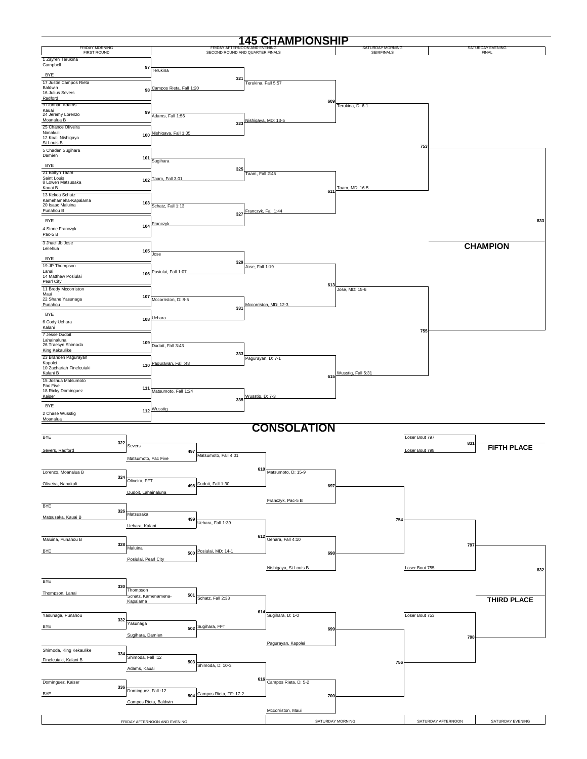# 145 CHAMPIONSHIP

## Championship Bracket

| FRIDAY MORNING FIRST ROUND | Bout | FRIDAY AFTERNOON AND EVENING SECOND ROUND | Bout | QUARTER FINALS | Bout | SATURDAY MORNING SEMIFINALS | Bout | SATURDAY EVENING FINAL |
|---|---|---|---|---|---|---|---|---|
| 1 Zayren Terukina, Campbell vs BYE | 97 | Terukina | 321 | Terukina, Fall 5:57 | 609 | Terukina, D: 6-1 | 753 | |
| 17 Justin Campos Rieta, Baldwin vs 16 Julius Severs, Radford | 98 | Campos Rieta, Fall 1:20 | | | | | | |
| 9 Dahnan Adams, Kauai vs 24 Jeremy Lorenzo, Moanalua B | 99 | Adams, Fall 1:56 | 323 | Nishigaya, MD: 13-5 | | | | |
| 25 Chance Oliveira, Nanakuli vs 12 Koali Nishigaya, St Louis B | 100 | Nishigaya, Fall 1:05 | | | | | | |
| 5 Chaden Sugihara, Damien vs BYE | 101 | Sugihara | 325 | Taam, Fall 2:45 | 611 | Taam, MD: 16-5 | | |
| 21 Boltyn Taam, Saint Louis vs 8 Lowen Matsusaka, Kauai B | 102 | Taam, Fall 3:01 | | | | | | |
| 13 Kekoa Schatz, Kamehameha-Kapalama vs 20 Isaac Maluina, Punahou B | 103 | Schatz, Fall 1:13 | 327 | Franczyk, Fall 1:44 | | | | |
| BYE vs 4 Stone Franczyk, Pac-5 B | 104 | Franczyk | | | | | | 833 |
| 3 Jhael Jb Jose, Leilehua vs BYE | 105 | Jose | 329 | Jose, Fall 1:19 | 613 | Jose, MD: 15-6 | 755 | |
| 19 JP Thompson, Lanai vs 14 Matthew Posiulai, Pearl City | 106 | Posiulai, Fall 1:07 | | | | | | |
| 11 Brody Mccorriston, Maui vs 22 Shane Yasunaga, Punahou | 107 | Mccorriston, D: 8-5 | 331 | Mccorriston, MD: 12-3 | | | | |
| BYE vs 6 Cody Uehara, Kalani | 108 | Uehara | | | | | | |
| 7 Jesse Dudoit, Lahainaluna vs 26 Traesyn Shimoda, King Kekaulike | 109 | Dudoit, Fall 3:43 | 333 | Pagurayan, D: 7-1 | 615 | Wusstig, Fall 5:31 | | |
| 23 Branden Pagurayan, Kapolei vs 10 Zachariah Finefeuiaki, Kalani B | 110 | Pagurayan, Fall :48 | | | | | | |
| 15 Joshua Matsumoto, Pac Five vs 18 Ricky Dominguez, Kaiser | 111 | Matsumoto, Fall 1:24 | 335 | Wusstig, D: 7-3 | | | | |
| BYE vs 2 Chase Wusstig, Moanalua | 112 | Wusstig | | | | | | |

**CHAMPION**

# CONSOLATION

| FRIDAY AFTERNOON AND EVENING | Bout | | Bout | | Bout | SATURDAY MORNING | Bout | SATURDAY AFTERNOON | Bout | SATURDAY EVENING |
|---|---|---|---|---|---|---|---|---|---|---|
| BYE vs Severs, Radford | 322 | Severs vs Matsumoto, Pac Five | 497 | Matsumoto, Fall 4:01 | 610 | Matsumoto, D: 15-9 vs Franczyk, Pac-5 B | 697 | | 754 | |
| Lorenzo, Moanalua B vs Oliveira, Nanakuli | 324 | Oliveira, FFT vs Dudoit, Lahainaluna | 498 | Dudoit, Fall 1:30 | | | | | | |
| BYE vs Matsusaka, Kauai B | 326 | Matsusaka vs Uehara, Kalani | 499 | Uehara, Fall 1:39 | 612 | Uehara, Fall 4:10 vs Nishigaya, St Louis B | 698 | | | |
| Maluina, Punahou B vs BYE | 328 | Maluina vs Posiulai, Pearl City | 500 | Posiulai, MD: 14-1 | | | | | | |
| BYE vs Thompson, Lanai | 330 | Thompson vs Schatz, Kamehameha-Kapalama | 501 | Schatz, Fall 2:33 | 614 | Sugihara, D: 1-0 vs Pagurayan, Kapolei | 699 | | 756 | |
| Yasunaga, Punahou vs BYE | 332 | Yasunaga vs Sugihara, Damien | 502 | Sugihara, FFT | | | | | | |
| Shimoda, King Kekaulike vs Finefeuiaki, Kalani B | 334 | Shimoda, Fall :12 vs Adams, Kauai | 503 | Shimoda, D: 10-3 | 616 | Campos Rieta, D: 5-2 vs Mccorriston, Maui | 700 | | | |
| Dominguez, Kaiser vs BYE | 336 | Dominguez, Fall :12 vs Campos Rieta, Baldwin | 504 | Campos Rieta, TF: 17-2 | | | | | | |

**FIFTH PLACE**: Loser Bout 797 vs Loser Bout 798 — Bout 831

Winner 754 vs Loser Bout 755 — Bout 797

Loser Bout 753 vs Winner 756 — Bout 798

Winner 797 vs Winner 798 — Bout 832

**THIRD PLACE**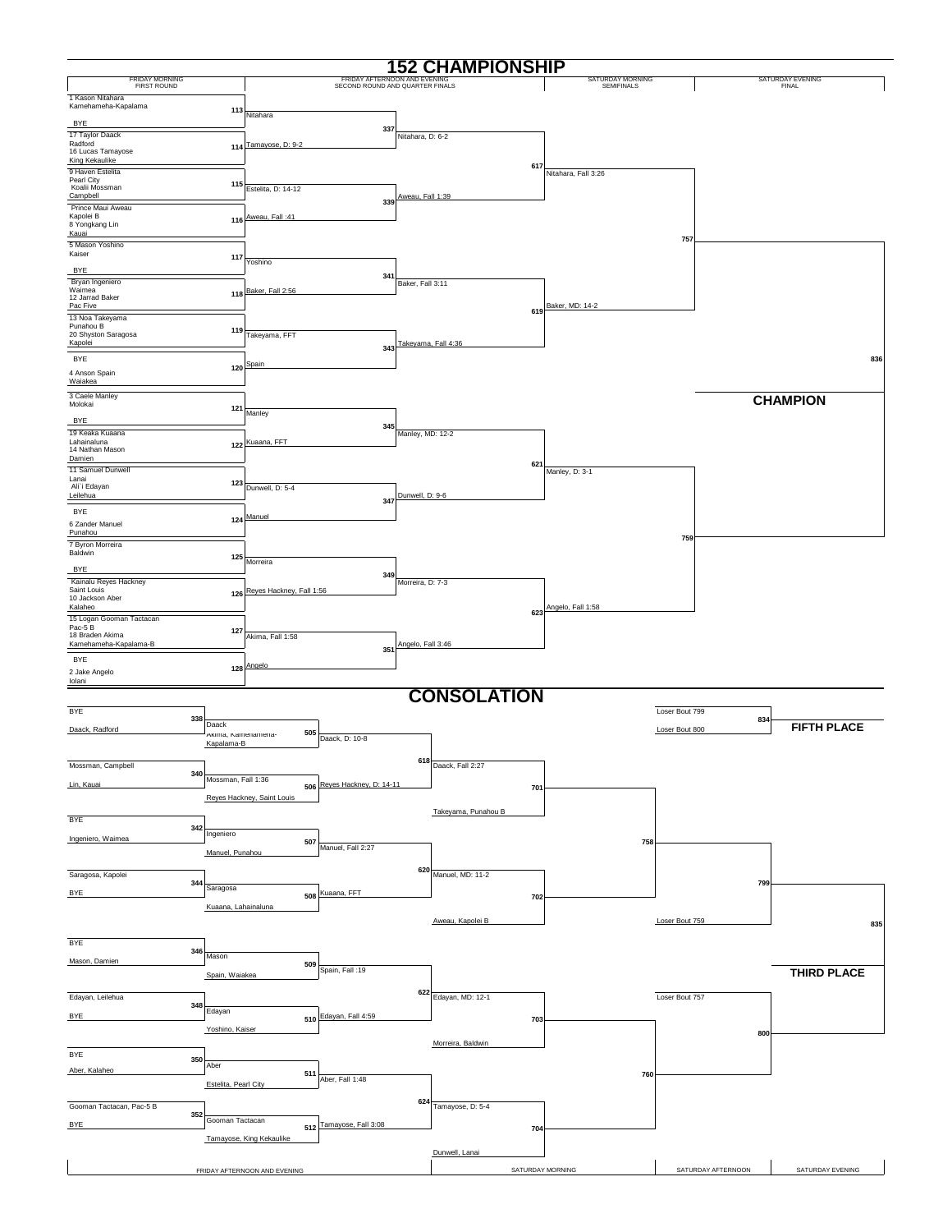# 152 CHAMPIONSHIP

| FRIDAY MORNING FIRST ROUND | FRIDAY AFTERNOON AND EVENING SECOND ROUND AND QUARTER FINALS | | SATURDAY MORNING SEMIFINALS | SATURDAY EVENING FINAL |
|---|---|---|---|---|

## First Round (Friday Morning)

- Bout 113: 1 Kason Nitahara, Kamehameha-Kapalama vs BYE — Nitahara
- Bout 114: 17 Taylor Daack, Radford vs 16 Lucas Tamayose, King Kekaulike — Tamayose, D: 9-2
- Bout 115: 9 Haven Estelita, Pearl City vs Koalii Mossman, Campbell — Estelita, D: 14-12
- Bout 116: Prince Maui Aweau, Kapolei B vs 8 Yongkang Lin, Kauai — Aweau, Fall :41
- Bout 117: 5 Mason Yoshino, Kaiser vs BYE — Yoshino
- Bout 118: Bryan Ingeniero, Waimea vs 12 Jarrad Baker, Pac Five — Baker, Fall 2:56
- Bout 119: 13 Noa Takeyama, Punahou B vs 20 Shyston Saragosa, Kapolei — Takeyama, FFT
- Bout 120: BYE vs 4 Anson Spain, Waiakea — Spain
- Bout 121: 3 Caele Manley, Molokai vs BYE — Manley
- Bout 122: 19 Keaka Kuaana, Lahainaluna vs 14 Nathan Mason, Damien — Kuaana, FFT
- Bout 123: 11 Samuel Dunwell, Lanai vs Ali`i Edayan, Leilehua — Dunwell, D: 5-4
- Bout 124: BYE vs 6 Zander Manuel, Punahou — Manuel
- Bout 125: 7 Byron Morreira, Baldwin vs BYE — Morreira
- Bout 126: Kainalu Reyes Hackney, Saint Louis vs 10 Jackson Aber, Kalaheo — Reyes Hackney, Fall 1:56
- Bout 127: 15 Logan Gooman Tactacan, Pac-5 B vs 18 Braden Akima, Kamehameha-Kapalama-B — Akima, Fall 1:58
- Bout 128: BYE vs 2 Jake Angelo, Iolani — Angelo

## Second Round

- Bout 337: Nitahara, D: 6-2
- Bout 339: Aweau, Fall 1:39
- Bout 341: Baker, Fall 3:11
- Bout 343: Takeyama, Fall 4:36
- Bout 345: Manley, MD: 12-2
- Bout 347: Dunwell, D: 9-6
- Bout 349: Morreira, D: 7-3
- Bout 351: Angelo, Fall 3:46

## Quarter Finals

- Bout 617: Nitahara, Fall 3:26
- Bout 619: Baker, MD: 14-2
- Bout 621: Manley, D: 3-1
- Bout 623: Angelo, Fall 1:58

## Semifinals

- Bout 757
- Bout 759

## Final

- Bout 836

**CHAMPION**

# CONSOLATION

## Friday Afternoon and Evening

- Bout 338: BYE vs Daack, Radford — Daack
- Bout 505: Daack vs Akima, Kamehameha-Kapalama-B — Daack, D: 10-8
- Bout 340: Mossman, Campbell vs Lin, Kauai — Mossman, Fall 1:36
- Bout 506: Mossman vs Reyes Hackney, Saint Louis — Reyes Hackney, D: 14-11
- Bout 342: BYE vs Ingeniero, Waimea — Ingeniero
- Bout 507: Ingeniero vs Manuel, Punahou — Manuel, Fall 2:27
- Bout 344: Saragosa, Kapolei vs BYE — Saragosa
- Bout 508: Saragosa vs Kuaana, Lahainaluna — Kuaana, FFT
- Bout 346: BYE vs Mason, Damien — Mason
- Bout 509: Mason vs Spain, Waiakea — Spain, Fall :19
- Bout 348: Edayan, Leilehua vs BYE — Edayan
- Bout 510: Edayan vs Yoshino, Kaiser — Edayan, Fall 4:59
- Bout 350: BYE vs Aber, Kalaheo — Aber
- Bout 511: Aber vs Estelita, Pearl City — Aber, Fall 1:48
- Bout 352: Gooman Tactacan, Pac-5 B vs BYE — Gooman Tactacan
- Bout 512: Gooman Tactacan vs Tamayose, King Kekaulike — Tamayose, Fall 3:08

## Saturday Morning

- Bout 618: Daack, Fall 2:27
- Bout 701: Daack vs Takeyama, Punahou B
- Bout 620: Manuel, MD: 11-2
- Bout 702: Manuel vs Aweau, Kapolei B
- Bout 622: Edayan, MD: 12-1
- Bout 703: Edayan vs Morreira, Baldwin
- Bout 624: Tamayose, D: 5-4
- Bout 704: Tamayose vs Dunwell, Lanai

## Saturday Afternoon

- Bout 758
- Bout 760
- Bout 799: Winner 758 vs Loser Bout 759
- Bout 800: Loser Bout 757 vs Winner 760

## Saturday Evening

- Bout 834: Loser Bout 799 vs Loser Bout 800 — **FIFTH PLACE**
- Bout 835 — **THIRD PLACE**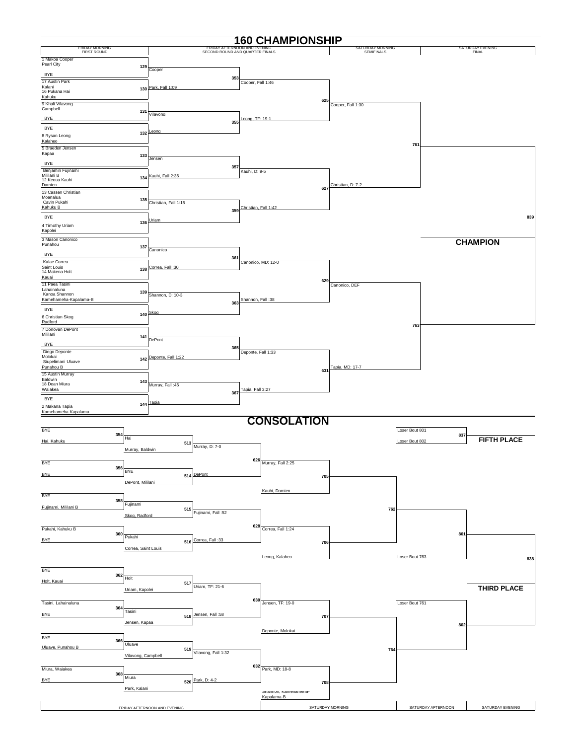# 160 CHAMPIONSHIP

| FRIDAY MORNING FIRST ROUND | | FRIDAY AFTERNOON AND EVENING SECOND ROUND AND QUARTER FINALS | | SATURDAY MORNING SEMIFINALS | SATURDAY EVENING FINAL |
|---|---|---|---|---|---|

## Championship Bracket

**First Round / Second Round / Quarter Finals / Semifinals / Final**

- 1 Makoa Cooper, Pearl City vs BYE — Bout 129: Cooper
- 17 Austin Park, Kalani vs 16 Pukana Hai, Kahuku — Bout 130: Park, Fall 1:09
- Bout 353: Cooper, Fall 1:46
- 9 Khali Vilavong, Campbell vs BYE — Bout 131: Vilavong
- BYE vs 8 Rysan Leong, Kalaheo — Bout 132: Leong
- Bout 355: Leong, TF: 19-1
- Bout 625: Cooper, Fall 1:30
- 5 Braeden Jensen, Kapaa vs BYE — Bout 133: Jensen
- Benjamin Fujinami, Mililani B vs 12 Keoua Kauhi, Damien — Bout 134: Kauhi, Fall 2:36
- Bout 357: Kauhi, D: 9-5
- 13 Cassen Christian, Moanalua vs Cavin Pukahi, Kahuku B — Bout 135: Christian, Fall 1:15
- BYE vs 4 Timothy Uriam, Kapolei — Bout 136: Uriam
- Bout 359: Christian, Fall 1:42
- Bout 627: Christian, D: 7-2
- Bout 761
- 3 Mason Canonico, Punahou vs BYE — Bout 137: Canonico
- Kalae Correa, Saint Louis vs 14 Makena Holt, Kauai — Bout 138: Correa, Fall :30
- Bout 361: Canonico, MD: 12-0
- 11 Paea Tasini, Lahainaluna vs Kanoa Shannon, Kamehameha-Kapalama-B — Bout 139: Shannon, D: 10-3
- BYE vs 6 Christian Skog, Radford — Bout 140: Skog
- Bout 363: Shannon, Fall :38
- Bout 629: Canonico, DEF
- 7 Donovan DePont, Mililani vs BYE — Bout 141: DePont
- Diego Deponte, Molokai vs Siupelimani Uluave, Punahou B — Bout 142: Deponte, Fall 1:22
- Bout 365: Deponte, Fall 1:33
- 15 Austin Murray, Baldwin vs 18 Dean Miura, Waiakea — Bout 143: Murray, Fall :46
- BYE vs 2 Makana Tapia, Kamehameha-Kapalama — Bout 144: Tapia
- Bout 367: Tapia, Fall 3:27
- Bout 631: Tapia, MD: 17-7
- Bout 763
- Bout 839

**CHAMPION**

# CONSOLATION

- Bout 354: BYE vs Hai, Kahuku — Hai
- Bout 513: Hai vs Murray, Baldwin — Murray, D: 7-0
- Bout 356: BYE vs BYE — BYE
- Bout 514: BYE vs DePont, Mililani — DePont
- Bout 626: Murray, Fall 2:25
- Bout 705: Murray vs Kauhi, Damien
- Bout 358: BYE vs Fujinami, Mililani B — Fujinami
- Bout 515: Fujinami vs Skog, Radford — Fujinami, Fall :52
- Bout 360: Pukahi, Kahuku B vs BYE — Pukahi
- Bout 516: Pukahi vs Correa, Saint Louis — Correa, Fall :33
- Bout 628: Correa, Fall 1:24
- Bout 706: Correa vs Leong, Kalaheo
- Bout 762
- Bout 801: winner 762 vs Loser Bout 763
- Bout 362: BYE vs Holt, Kauai — Holt
- Bout 517: Holt vs Uriam, Kapolei — Uriam, TF: 21-6
- Bout 364: Tasini, Lahainaluna vs BYE — Tasini
- Bout 518: Tasini vs Jensen, Kapaa — Jensen, Fall :58
- Bout 630: Jensen, TF: 19-0
- Bout 707: Jensen vs Deponte, Molokai
- Bout 366: BYE vs Uluave, Punahou B — Uluave
- Bout 519: Uluave vs Vilavong, Campbell — Vilavong, Fall 1:32
- Bout 368: Miura, Waiakea vs BYE — Miura
- Bout 520: Miura vs Park, Kalani — Park, D: 4-2
- Bout 632: Park, MD: 18-8
- Bout 708: Park vs Shannon, Kamehameha-Kapalama-B
- Bout 764
- Bout 802: Loser Bout 761 vs winner 764
- Bout 837: Loser Bout 801 vs Loser Bout 802 — **FIFTH PLACE**
- Bout 838: winner 801 vs winner 802 — **THIRD PLACE**

| FRIDAY AFTERNOON AND EVENING | SATURDAY MORNING | SATURDAY AFTERNOON | SATURDAY EVENING |
|---|---|---|---|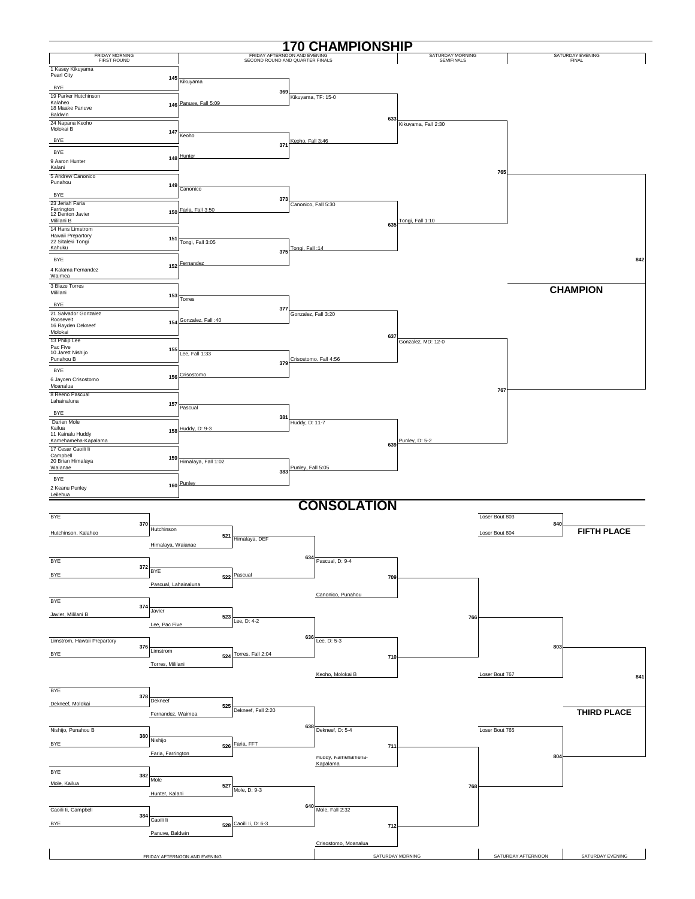# 170 CHAMPIONSHIP

| FRIDAY MORNING FIRST ROUND | FRIDAY AFTERNOON AND EVENING SECOND ROUND AND QUARTER FINALS | | SATURDAY MORNING SEMIFINALS | SATURDAY EVENING FINAL |
|---|---|---|---|---|

## First Round (Friday Morning)

- Bout 145: 1 Kasey Kikuyama, Pearl City vs. BYE — Kikuyama
- Bout 146: 19 Parker Hutchinson, Kalaheo vs. 18 Maake Panuve, Baldwin — Panuve, Fall 5:09
- Bout 147: 24 Napana Keoho, Molokai B vs. BYE — Keoho
- Bout 148: BYE vs. 9 Aaron Hunter, Kalani — Hunter
- Bout 149: 5 Andrew Canonico, Punahou vs. BYE — Canonico
- Bout 150: 23 Jeriah Faria, Farrington vs. 12 Denton Javier, Mililani B — Faria, Fall 3:50
- Bout 151: 14 Hans Limstrom, Hawaii Prepartory vs. 22 Sitaleki Tongi, Kahuku — Tongi, Fall 3:05
- Bout 152: BYE vs. 4 Kalama Fernandez, Waimea — Fernandez
- Bout 153: 3 Blaze Torres, Mililani vs. BYE — Torres
- Bout 154: 21 Salvador Gonzalez, Roosevelt vs. 16 Rayden Dekneef, Molokai — Gonzalez, Fall :40
- Bout 155: 13 Philip Lee, Pac Five vs. 10 Jarett Nishijo, Punahou B — Lee, Fall 1:33
- Bout 156: BYE vs. 6 Jaycen Crisostomo, Moanalua — Crisostomo
- Bout 157: 8 Reeno Pascual, Lahainaluna vs. BYE — Pascual
- Bout 158: Darien Mole, Kailua vs. 11 Kainalu Huddy, Kamehameha-Kapalama — Huddy, D: 9-3
- Bout 159: 17 Cesar Caoili Ii, Campbell vs. 20 Brian Himalaya, Waianae — Himalaya, Fall 1:02
- Bout 160: BYE vs. 2 Keanu Punley, Leilehua — Punley

## Quarter Finals

- Bout 369: Kikuyama vs. Panuve — Kikuyama, TF: 15-0
- Bout 371: Keoho vs. Hunter — Keoho, Fall 3:46
- Bout 373: Canonico vs. Faria — Canonico, Fall 5:30
- Bout 375: Tongi vs. Fernandez — Tongi, Fall :14
- Bout 377: Torres vs. Gonzalez — Gonzalez, Fall 3:20
- Bout 379: Lee vs. Crisostomo — Crisostomo, Fall 4:56
- Bout 381: Pascual vs. Huddy — Huddy, D: 11-7
- Bout 383: Himalaya vs. Punley — Punley, Fall 5:05

## Semifinals (Saturday Morning)

- Bout 633: Kikuyama, Fall 2:30
- Bout 635: Tongi, Fall 1:10
- Bout 637: Gonzalez, MD: 12-0
- Bout 639: Punley, D: 5-2

## Final (Saturday Evening)

- Bout 765
- Bout 767
- Bout 842

**CHAMPION**

# CONSOLATION

## Friday Afternoon and Evening

- Bout 370: BYE vs. Hutchinson, Kalaheo — Hutchinson
- Bout 372: BYE vs. BYE — BYE
- Bout 374: BYE vs. Javier, Mililani B — Javier
- Bout 376: Limstrom, Hawaii Prepartory vs. BYE — Limstrom
- Bout 378: BYE vs. Dekneef, Molokai — Dekneef
- Bout 380: Nishijo, Punahou B vs. BYE — Nishijo
- Bout 382: BYE vs. Mole, Kailua — Mole
- Bout 384: Caoili Ii, Campbell vs. BYE — Caoili Ii

- Bout 521: Hutchinson vs. Himalaya, Waianae — Himalaya, DEF
- Bout 522: BYE vs. Pascual, Lahainaluna — Pascual
- Bout 523: Javier vs. Lee, Pac Five — Lee, D: 4-2
- Bout 524: Limstrom vs. Torres, Mililani — Torres, Fall 2:04
- Bout 525: Dekneef vs. Fernandez, Waimea — Dekneef, Fall 2:20
- Bout 526: Nishijo vs. Faria, Farrington — Faria, FFT
- Bout 527: Mole vs. Hunter, Kalani — Mole, D: 9-3
- Bout 528: Caoili Ii vs. Panuve, Baldwin — Caoili Ii, D: 6-3

## Saturday Morning

- Bout 634: Himalaya vs. Pascual — Pascual, D: 9-4
- Bout 636: Lee vs. Torres — Lee, D: 5-3
- Bout 638: Dekneef vs. Faria — Dekneef, D: 5-4
- Bout 640: Mole vs. Caoili Ii — Mole, Fall 2:32

- Bout 709: Pascual vs. Canonico, Punahou
- Bout 710: Lee vs. Keoho, Molokai B
- Bout 711: Dekneef vs. Huddy, Kamehameha-Kapalama
- Bout 712: Mole vs. Crisostomo, Moanalua

## Saturday Afternoon

- Bout 766
- Bout 768
- Bout 803: Winner 766 vs. Loser Bout 767
- Bout 804: Loser Bout 765 vs. Winner 768

## Saturday Evening

- Bout 840: Loser Bout 803 vs. Loser Bout 804 — **FIFTH PLACE**
- Bout 841: Winner 803 vs. Winner 804 — **THIRD PLACE**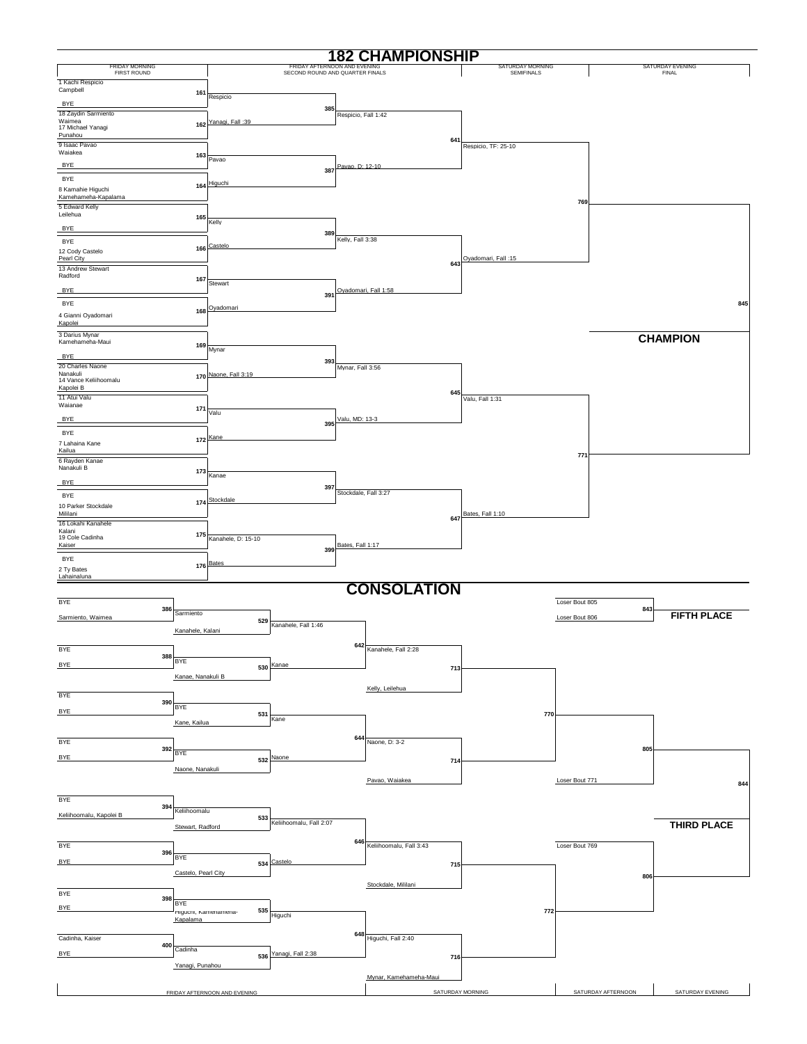# 182 CHAMPIONSHIP

## Championship Bracket

| Round | Schedule |
|---|---|
| First Round | Friday Morning |
| Second Round and Quarter Finals | Friday Afternoon and Evening |
| Semifinals | Saturday Morning |
| Final | Saturday Evening |

### First Round (Friday Morning)

| Bout | Wrestler 1 | Wrestler 2 | Winner |
|---|---|---|---|
| 161 | 1 Kachi Respicio, Campbell | BYE | Respicio |
| 162 | 18 Zaydin Sarmiento, Waimea | 17 Michael Yanagi, Punahou | Yanagi, Fall :39 |
| 163 | 9 Isaac Pavao, Waiakea | BYE | Pavao |
| 164 | BYE | 8 Kamahie Higuchi, Kamehameha-Kapalama | Higuchi |
| 165 | 5 Edward Kelly, Leilehua | BYE | Kelly |
| 166 | BYE | 12 Cody Castelo, Pearl City | Castelo |
| 167 | 13 Andrew Stewart, Radford | BYE | Stewart |
| 168 | BYE | 4 Gianni Oyadomari, Kapolei | Oyadomari |
| 169 | 3 Darius Mynar, Kamehameha-Maui | BYE | Mynar |
| 170 | 20 Charles Naone, Nanakuli | 14 Vance Keliihoomalu, Kapolei B | Naone, Fall 3:19 |
| 171 | 11 Atui Valu, Waianae | BYE | Valu |
| 172 | BYE | 7 Lahaina Kane, Kailua | Kane |
| 173 | 6 Rayden Kanae, Nanakuli B | BYE | Kanae |
| 174 | BYE | 10 Parker Stockdale, Mililani | Stockdale |
| 175 | 16 Lokahi Kanahele, Kalani | 19 Cole Cadinha, Kaiser | Kanahele, D: 15-10 |
| 176 | BYE | 2 Ty Bates, Lahainaluna | Bates |

### Second Round and Quarter Finals (Friday Afternoon and Evening)

| Bout | Result |
|---|---|
| 385 | Respicio, Fall 1:42 |
| 387 | Pavao, D: 12-10 |
| 389 | Kelly, Fall 3:38 |
| 391 | Oyadomari, Fall 1:58 |
| 393 | Mynar, Fall 3:56 |
| 395 | Valu, MD: 13-3 |
| 397 | Stockdale, Fall 3:27 |
| 399 | Bates, Fall 1:17 |

### Semifinals (Saturday Morning)

| Bout | Result |
|---|---|
| 641 | Respicio, TF: 25-10 |
| 643 | Oyadomari, Fall :15 |
| 645 | Valu, Fall 1:31 |
| 647 | Bates, Fall 1:10 |

### Final (Saturday Evening)

| Bout | |
|---|---|
| 769 | |
| 771 | |
| 845 | **CHAMPION** |

# CONSOLATION

### Friday Afternoon and Evening

| Bout | Wrestler 1 | Wrestler 2 | Winner |
|---|---|---|---|
| 386 | BYE | Sarmiento, Waimea | Sarmiento |
| 529 | Sarmiento | Kanahele, Kalani | Kanahele, Fall 1:46 |
| 388 | BYE | BYE | BYE |
| 530 | BYE | Kanae, Nanakuli B | Kanae |
| 390 | BYE | BYE | BYE |
| 531 | BYE | Kane, Kailua | Kane |
| 392 | BYE | BYE | BYE |
| 532 | BYE | Naone, Nanakuli | Naone |
| 394 | BYE | Keliihoomalu, Kapolei B | Keliihoomalu |
| 533 | Keliihoomalu | Stewart, Radford | Keliihoomalu, Fall 2:07 |
| 396 | BYE | BYE | BYE |
| 534 | BYE | Castelo, Pearl City | Castelo |
| 398 | BYE | BYE | BYE |
| 535 | BYE | Higuchi, Kamehameha-Kapalama | Higuchi |
| 400 | Cadinha, Kaiser | BYE | Cadinha |
| 536 | Cadinha | Yanagi, Punahou | Yanagi, Fall 2:38 |

### Saturday Morning

| Bout | Wrestler 1 | Wrestler 2 | Winner |
|---|---|---|---|
| 642 | Kanahele | Kanae | Kanahele, Fall 2:28 |
| 713 | Kanahele | Kelly, Leilehua | |
| 644 | Kane | Naone | Naone, D: 3-2 |
| 714 | Naone | Pavao, Waiakea | |
| 646 | Keliihoomalu | Castelo | Keliihoomalu, Fall 3:43 |
| 715 | Keliihoomalu | Stockdale, Mililani | |
| 648 | Higuchi | Yanagi | Higuchi, Fall 2:40 |
| 716 | Higuchi | Mynar, Kamehameha-Maui | |

### Saturday Afternoon

| Bout | Wrestler 1 | Wrestler 2 |
|---|---|---|
| 770 | Winner 713 | Winner 714 |
| 772 | Winner 715 | Winner 716 |
| 805 | Winner 770 | Loser Bout 771 |
| 806 | Loser Bout 769 | Winner 772 |

### Saturday Evening

| Bout | Wrestler 1 | Wrestler 2 | Place |
|---|---|---|---|
| 843 | Loser Bout 805 | Loser Bout 806 | **FIFTH PLACE** |
| 844 | Winner 805 | Winner 806 | **THIRD PLACE** |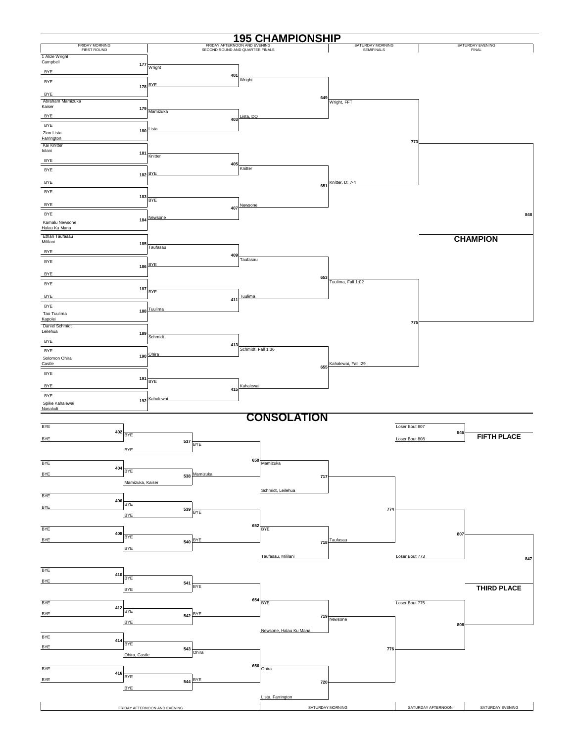# 195 CHAMPIONSHIP

| FRIDAY MORNING FIRST ROUND | FRIDAY AFTERNOON AND EVENING SECOND ROUND AND QUARTER FINALS | | SATURDAY MORNING SEMIFINALS | SATURDAY EVENING FINAL |
|---|---|---|---|---|

## Championship Bracket

**First Round (Friday Morning)**

- 177: 1 Alize Wright, Campbell vs BYE → Wright
- 178: BYE vs BYE → BYE
- 179: Abraham Mamizuka, Kaiser vs BYE → Mamizuka
- 180: BYE vs Zion Lista, Farrington → Lista
- 181: Kai Knitter, Iolani vs BYE → Knitter
- 182: BYE vs BYE → BYE
- 183: BYE vs BYE → BYE
- 184: BYE vs Kamalu Newsone, Halau Ku Mana → Newsone
- 185: Ethan Taufasau, Mililani vs BYE → Taufasau
- 186: BYE vs BYE → BYE
- 187: BYE vs BYE → BYE
- 188: BYE vs Tao Tuulima, Kapolei → Tuulima
- 189: Daniel Schmidt, Leilehua vs BYE → Schmidt
- 190: BYE vs Solomon Ohira, Castle → Ohira
- 191: BYE vs BYE → BYE
- 192: BYE vs Spike Kahalewai, Nanakuli → Kahalewai

**Second Round (Friday Afternoon and Evening)**

- 401: Wright vs BYE → Wright
- 403: Mamizuka vs Lista → Lista, DQ
- 405: Knitter vs BYE → Knitter
- 407: BYE vs Newsone → Newsone
- 409: Taufasau vs BYE → Taufasau
- 411: BYE vs Tuulima → Tuulima
- 413: Schmidt vs Ohira → Schmidt, Fall 1:36
- 415: BYE vs Kahalewai → Kahalewai

**Quarter Finals**

- 649: Wright vs Lista → Wright, FFT
- 651: Knitter vs Newsone → Knitter, D: 7-4
- 653: Taufasau vs Tuulima → Tuulima, Fall 1:02
- 655: Schmidt vs Kahalewai → Kahalewai, Fall :29

**Semifinals (Saturday Morning)**

- 773: Wright vs Knitter
- 775: Tuulima vs Kahalewai

**Final (Saturday Evening)**

- 848: CHAMPION

# CONSOLATION

**Friday Afternoon and Evening**

- 402: BYE vs BYE → BYE
- 404: BYE vs BYE → BYE
- 406: BYE vs BYE → BYE
- 408: BYE vs BYE → BYE
- 410: BYE vs BYE → BYE
- 412: BYE vs BYE → BYE
- 414: BYE vs BYE → BYE
- 416: BYE vs BYE → BYE
- 537: BYE vs BYE → BYE
- 538: BYE vs Mamizuka, Kaiser → Mamizuka
- 539: BYE vs BYE → BYE
- 540: BYE vs BYE → BYE
- 541: BYE vs BYE → BYE
- 542: BYE vs BYE → BYE
- 543: BYE vs Ohira, Castle → Ohira
- 544: BYE vs BYE → BYE
- 650: BYE vs Mamizuka → Mamizuka
- 652: BYE vs BYE → BYE
- 654: BYE vs BYE → BYE
- 656: Ohira vs BYE → Ohira

**Saturday Morning**

- 717: Mamizuka vs Schmidt, Leilehua
- 718: BYE vs Taufasau, Mililani → Taufasau
- 719: BYE vs Newsone, Halau Ku Mana → Newsone
- 720: Ohira vs Lista, Farrington

**Saturday Afternoon**

- 774: Winner 717 vs Taufasau
- 776: Newsone vs Winner 720
- 807: Winner 774 vs Loser Bout 773
- 808: Loser Bout 775 vs Winner 776

**Saturday Evening**

- 846: Loser Bout 807 vs Loser Bout 808 → **FIFTH PLACE**
- 847: Winner 807 vs Winner 808 → **THIRD PLACE**

| FRIDAY AFTERNOON AND EVENING | SATURDAY MORNING | SATURDAY AFTERNOON | SATURDAY EVENING |
|---|---|---|---|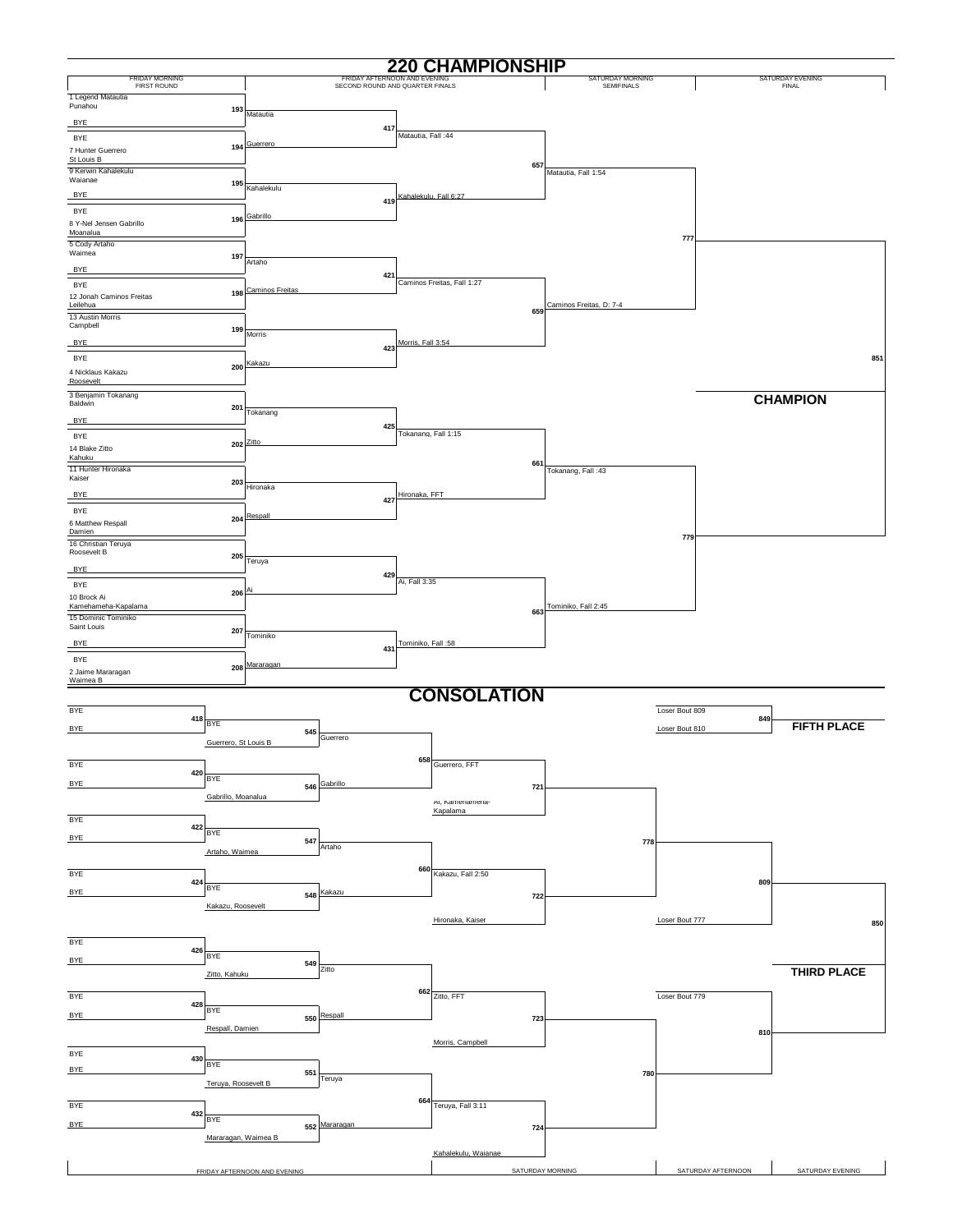# 220 CHAMPIONSHIP

## Championship Bracket

### Friday Morning — First Round

| Bout | Wrestler 1 | Wrestler 2 | Advances |
|---|---|---|---|
| 193 | 1 Legend Matautia, Punahou | BYE | Matautia |
| 194 | BYE | 7 Hunter Guerrero, St Louis B | Guerrero |
| 195 | 9 Kerwin Kahalekulu, Waianae | BYE | Kahalekulu |
| 196 | BYE | 8 Y-Nel Jensen Gabrillo, Moanalua | Gabrillo |
| 197 | 5 Cody Artaho, Waimea | BYE | Artaho |
| 198 | BYE | 12 Jonah Caminos Freitas, Leilehua | Caminos Freitas |
| 199 | 13 Austin Morris, Campbell | BYE | Morris |
| 200 | BYE | 4 Nicklaus Kakazu, Roosevelt | Kakazu |
| 201 | 3 Benjamin Tokanang, Baldwin | BYE | Tokanang |
| 202 | BYE | 14 Blake Zitto, Kahuku | Zitto |
| 203 | 11 Hunter Hironaka, Kaiser | BYE | Hironaka |
| 204 | BYE | 6 Matthew Respall, Damien | Respall |
| 205 | 16 Christian Teruya, Roosevelt B | BYE | Teruya |
| 206 | BYE | 10 Brock Ai, Kamehameha-Kapalama | Ai |
| 207 | 15 Dominic Tominiko, Saint Louis | BYE | Tominiko |
| 208 | BYE | 2 Jaime Mararagan, Waimea B | Mararagan |

### Friday Afternoon and Evening — Second Round and Quarter Finals

| Bout | Wrestlers | Result |
|---|---|---|
| 417 | Matautia vs Guerrero | Matautia, Fall :44 |
| 419 | Kahalekulu vs Gabrillo | Kahalekulu, Fall 6:27 |
| 421 | Artaho vs Caminos Freitas | Caminos Freitas, Fall 1:27 |
| 423 | Morris vs Kakazu | Morris, Fall 3:54 |
| 425 | Tokanang vs Zitto | Tokanang, Fall 1:15 |
| 427 | Hironaka vs Respall | Hironaka, FFT |
| 429 | Teruya vs Ai | Ai, Fall 3:35 |
| 431 | Tominiko vs Mararagan | Tominiko, Fall :58 |

### Saturday Morning — Semifinals

| Bout | Result |
|---|---|
| 657 | Matautia, Fall 1:54 |
| 659 | Caminos Freitas, D: 7-4 |
| 661 | Tokanang, Fall :43 |
| 663 | Tominiko, Fall 2:45 |

### Saturday Evening — Final

| Bout | |
|---|---|
| 777 | |
| 779 | |
| 851 | |

**CHAMPION**

# CONSOLATION

### Friday Afternoon and Evening

| Bout | Wrestlers | Advances |
|---|---|---|
| 418 | BYE vs BYE | BYE |
| 420 | BYE vs BYE | BYE |
| 422 | BYE vs BYE | BYE |
| 424 | BYE vs BYE | BYE |
| 426 | BYE vs BYE | BYE |
| 428 | BYE vs BYE | BYE |
| 430 | BYE vs BYE | BYE |
| 432 | BYE vs BYE | BYE |
| 545 | BYE vs Guerrero, St Louis B | Guerrero |
| 546 | BYE vs Gabrillo, Moanalua | Gabrillo |
| 547 | BYE vs Artaho, Waimea | Artaho |
| 548 | BYE vs Kakazu, Roosevelt | Kakazu |
| 549 | BYE vs Zitto, Kahuku | Zitto |
| 550 | BYE vs Respall, Damien | Respall |
| 551 | BYE vs Teruya, Roosevelt B | Teruya |
| 552 | BYE vs Mararagan, Waimea B | Mararagan |
| 658 | Guerrero vs Gabrillo | Guerrero, FFT |
| 660 | Artaho vs Kakazu | Kakazu, Fall 2:50 |
| 662 | Zitto vs Respall | Zitto, FFT |
| 664 | Teruya vs Mararagan | Teruya, Fall 3:11 |

### Saturday Morning

| Bout | Wrestlers |
|---|---|
| 721 | Guerrero, FFT vs Ai, Kamehameha-Kapalama |
| 722 | Kakazu, Fall 2:50 vs Hironaka, Kaiser |
| 723 | Zitto, FFT vs Morris, Campbell |
| 724 | Teruya, Fall 3:11 vs Kahalekulu, Waianae |

### Saturday Afternoon

| Bout | Wrestlers |
|---|---|
| 778 | Winner 721 vs Winner 722 |
| 780 | Winner 723 vs Winner 724 |
| 809 | Winner 778 vs Loser Bout 777 |
| 810 | Loser Bout 779 vs Winner 780 |

### Saturday Evening

| Bout | Wrestlers | Place |
|---|---|---|
| 849 | Loser Bout 809 vs Loser Bout 810 | FIFTH PLACE |
| 850 | Winner 809 vs Winner 810 | THIRD PLACE |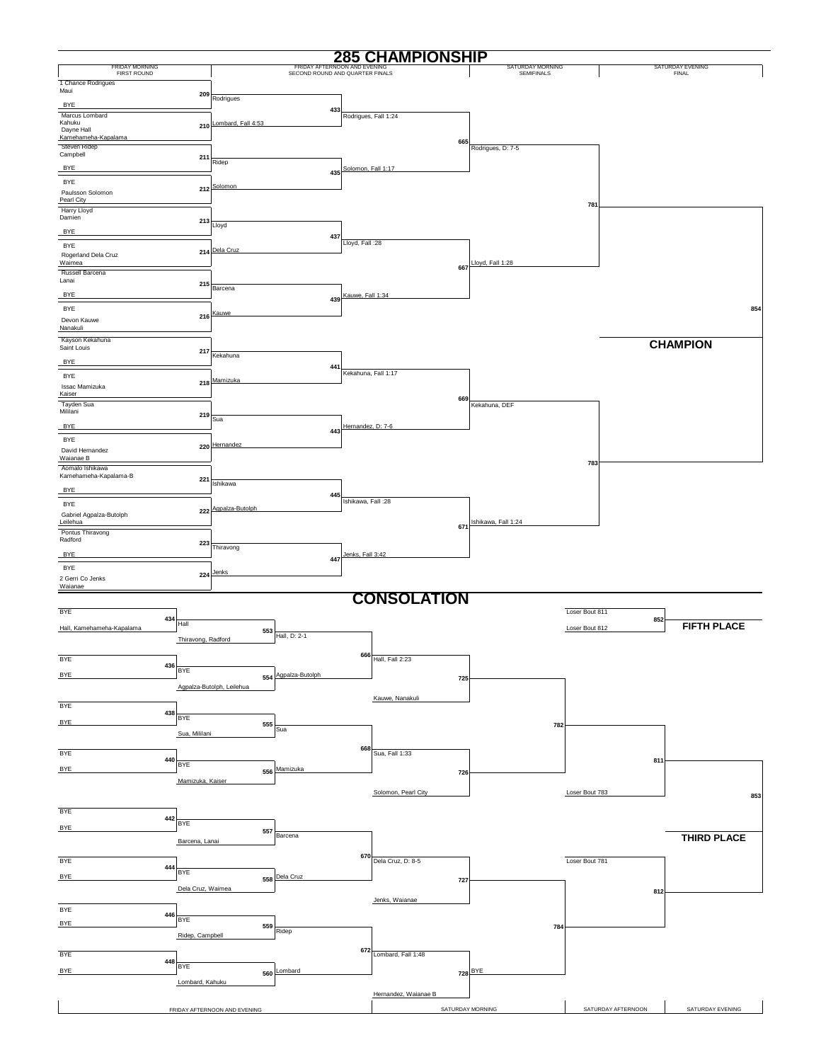# 285 CHAMPIONSHIP

FRIDAY MORNING FIRST ROUND | FRIDAY AFTERNOON AND EVENING SECOND ROUND AND QUARTER FINALS | SATURDAY MORNING SEMIFINALS | SATURDAY EVENING FINAL

1 Chance Rodrigues, Maui
BYE
209 Rodrigues

Marcus Lombard, Kahuku
Dayne Hall, Kamehameha-Kapalama
210 Lombard, Fall 4:53

433 Rodrigues, Fall 1:24

Steven Ridep, Campbell
BYE
211 Ridep

BYE
Paulsson Solomon, Pearl City
212 Solomon

435 Solomon, Fall 1:17

665 Rodrigues, D: 7-5

Harry Lloyd, Damien
BYE
213 Lloyd

BYE
Rogerland Dela Cruz, Waimea
214 Dela Cruz

437 Lloyd, Fall :28

Russell Barcena, Lanai
BYE
215 Barcena

BYE
Devon Kauwe, Nanakuli
216 Kauwe

439 Kauwe, Fall 1:34

667 Lloyd, Fall 1:28

781

854

**CHAMPION**

Kayson Kekahuna, Saint Louis
BYE
217 Kekahuna

BYE
Issac Mamizuka, Kaiser
218 Mamizuka

441 Kekahuna, Fall 1:17

Tayden Sua, Mililani
BYE
219 Sua

BYE
David Hernandez, Waianae B
220 Hernandez

443 Hernandez, D: 7-6

669 Kekahuna, DEF

Aomalo Ishikawa, Kamehameha-Kapalama-B
BYE
221 Ishikawa

BYE
Gabriel Agpalza-Butolph, Leilehua
222 Agpalza-Butolph

445 Ishikawa, Fall :28

Pontus Thiravong, Radford
BYE
223 Thiravong

BYE
2 Gerri Co Jenks, Waianae
224 Jenks

447 Jenks, Fall 3:42

671 Ishikawa, Fall 1:24

783

# CONSOLATION

BYE
Hall, Kamehameha-Kapalama
434 Hall
Thiravong, Radford
553 Hall, D: 2-1

BYE
BYE
436 BYE
Agpalza-Butolph, Leilehua
554 Agpalza-Butolph

666 Hall, Fall 2:23
Kauwe, Nanakuli
725

BYE
BYE
438 BYE
Sua, Mililani
555 Sua

BYE
BYE
440 BYE
Mamizuka, Kaiser
556 Mamizuka

668 Sua, Fall 1:33
Solomon, Pearl City
726

782

BYE
BYE
442 BYE
Barcena, Lanai
557 Barcena

BYE
BYE
444 BYE
Dela Cruz, Waimea
558 Dela Cruz

670 Dela Cruz, D: 8-5
Jenks, Waianae
727

BYE
BYE
446 BYE
Ridep, Campbell
559 Ridep

BYE
BYE
448 BYE
Lombard, Kahuku
560 Lombard

672 Lombard, Fall 1:48
Hernandez, Waianae B
728 BYE

784

Loser Bout 811
Loser Bout 812
852
**FIFTH PLACE**

Loser Bout 783
811

853

**THIRD PLACE**

Loser Bout 781
812

FRIDAY AFTERNOON AND EVENING | SATURDAY MORNING | SATURDAY AFTERNOON | SATURDAY EVENING